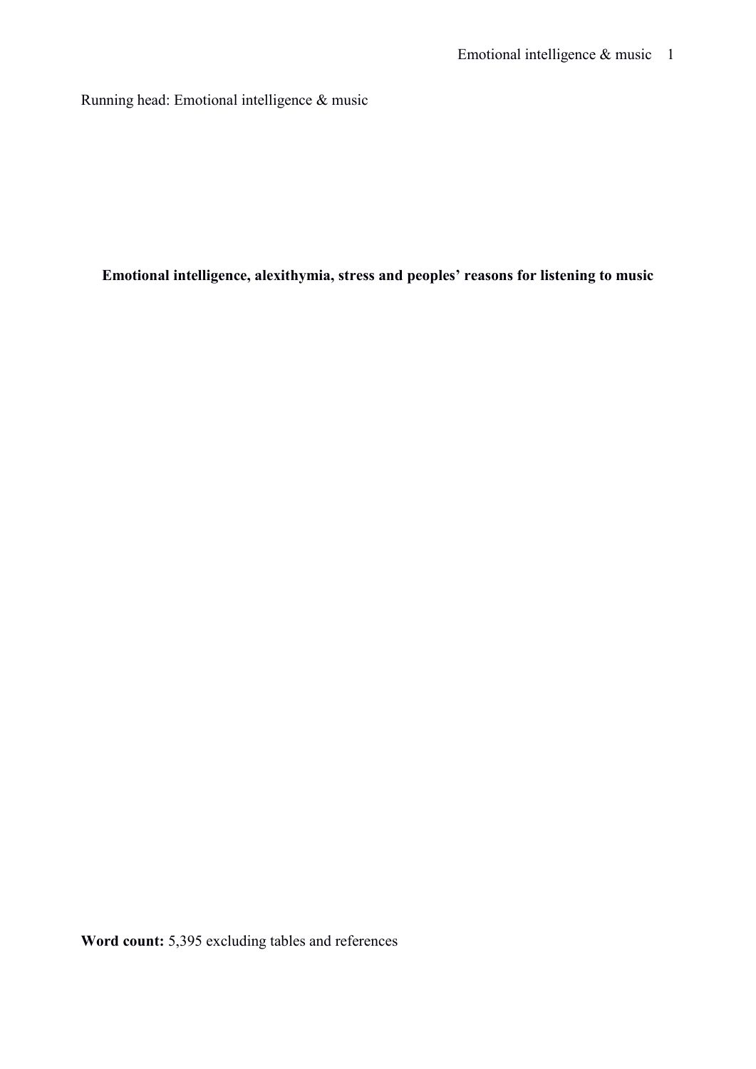Running head: Emotional intelligence & music

# Emotional intelligence, alexithymia, stress and peoples' reasons for listening to music

**Word count:** 5,395 excluding tables and references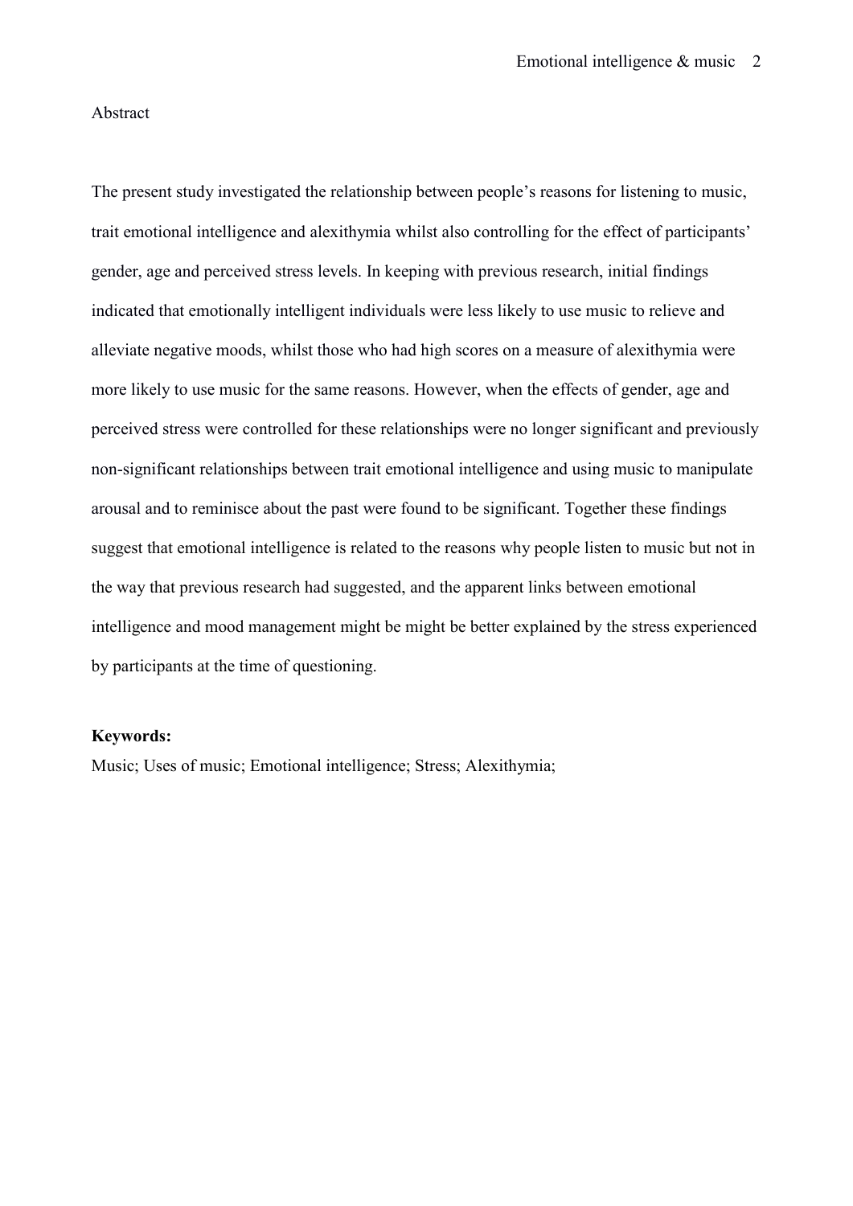# Abstract

The present study investigated the relationship between people's reasons for listening to music, trait emotional intelligence and alexithymia whilst also controlling for the effect of participants' gender, age and perceived stress levels. In keeping with previous research, initial findings indicated that emotionally intelligent individuals were less likely to use music to relieve and alleviate negative moods, whilst those who had high scores on a measure of alexithymia were more likely to use music for the same reasons. However, when the effects of gender, age and perceived stress were controlled for these relationships were no longer significant and previously non-significant relationships between trait emotional intelligence and using music to manipulate arousal and to reminisce about the past were found to be significant. Together these findings suggest that emotional intelligence is related to the reasons why people listen to music but not in the way that previous research had suggested, and the apparent links between emotional intelligence and mood management might be might be better explained by the stress experienced by participants at the time of questioning.

**Keywords:**
Music; Uses of music; Emotional intelligence; Stress; Alexithymia;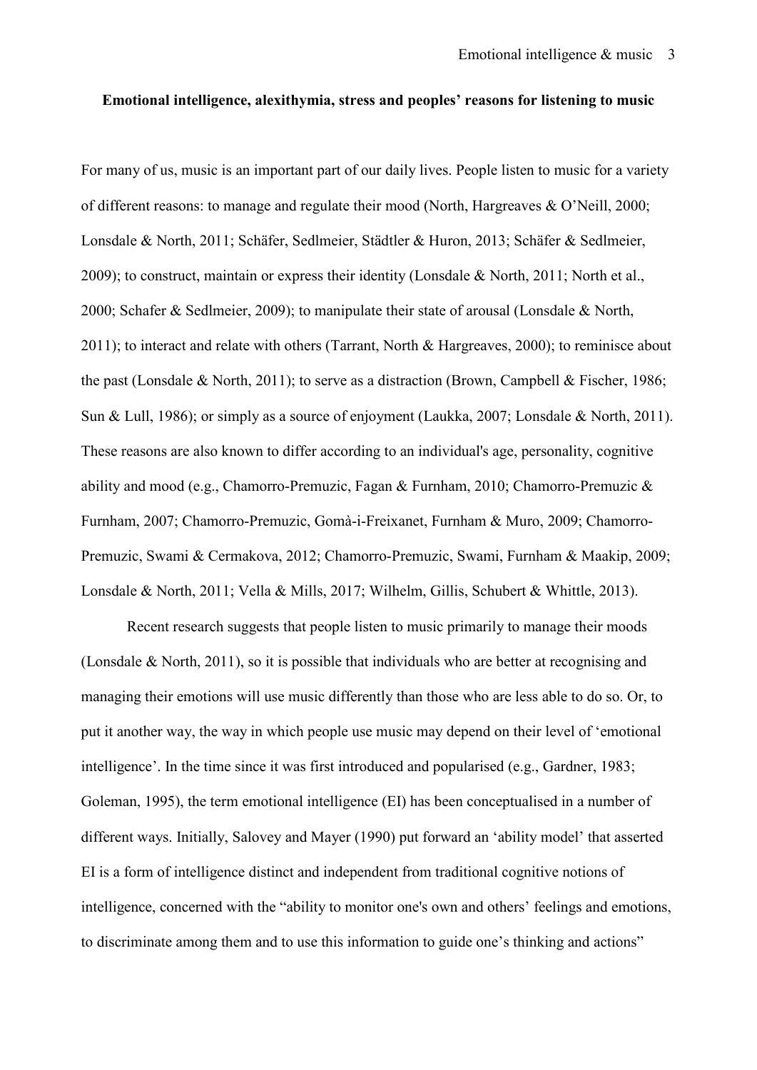**Emotional intelligence, alexithymia, stress and peoples' reasons for listening to music**

For many of us, music is an important part of our daily lives. People listen to music for a variety of different reasons: to manage and regulate their mood (North, Hargreaves & O'Neill, 2000; Lonsdale & North, 2011; Schäfer, Sedlmeier, Städtler & Huron, 2013; Schäfer & Sedlmeier, 2009); to construct, maintain or express their identity (Lonsdale & North, 2011; North et al., 2000; Schafer & Sedlmeier, 2009); to manipulate their state of arousal (Lonsdale & North, 2011); to interact and relate with others (Tarrant, North & Hargreaves, 2000); to reminisce about the past (Lonsdale & North, 2011); to serve as a distraction (Brown, Campbell & Fischer, 1986; Sun & Lull, 1986); or simply as a source of enjoyment (Laukka, 2007; Lonsdale & North, 2011). These reasons are also known to differ according to an individual's age, personality, cognitive ability and mood (e.g., Chamorro-Premuzic, Fagan & Furnham, 2010; Chamorro-Premuzic & Furnham, 2007; Chamorro-Premuzic, Gomà-i-Freixanet, Furnham & Muro, 2009; Chamorro-Premuzic, Swami & Cermakova, 2012; Chamorro-Premuzic, Swami, Furnham & Maakip, 2009; Lonsdale & North, 2011; Vella & Mills, 2017; Wilhelm, Gillis, Schubert & Whittle, 2013).

Recent research suggests that people listen to music primarily to manage their moods (Lonsdale & North, 2011), so it is possible that individuals who are better at recognising and managing their emotions will use music differently than those who are less able to do so. Or, to put it another way, the way in which people use music may depend on their level of 'emotional intelligence'. In the time since it was first introduced and popularised (e.g., Gardner, 1983; Goleman, 1995), the term emotional intelligence (EI) has been conceptualised in a number of different ways. Initially, Salovey and Mayer (1990) put forward an 'ability model' that asserted EI is a form of intelligence distinct and independent from traditional cognitive notions of intelligence, concerned with the "ability to monitor one's own and others' feelings and emotions, to discriminate among them and to use this information to guide one's thinking and actions"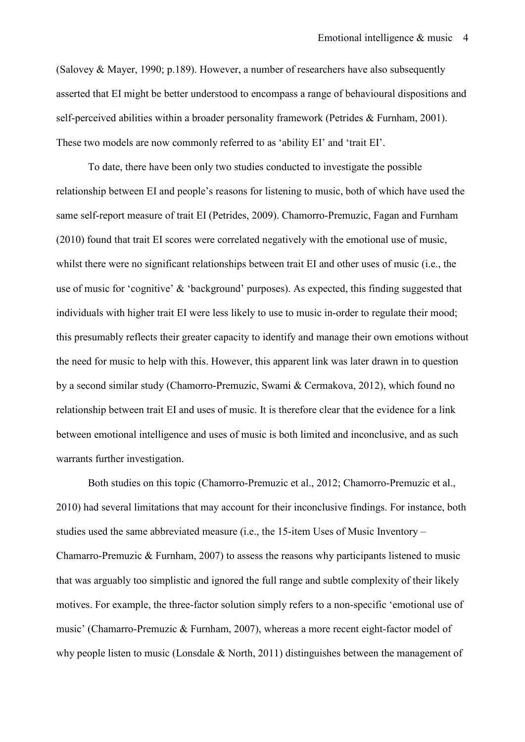(Salovey & Mayer, 1990; p.189). However, a number of researchers have also subsequently asserted that EI might be better understood to encompass a range of behavioural dispositions and self-perceived abilities within a broader personality framework (Petrides & Furnham, 2001). These two models are now commonly referred to as 'ability EI' and 'trait EI'.

To date, there have been only two studies conducted to investigate the possible relationship between EI and people's reasons for listening to music, both of which have used the same self-report measure of trait EI (Petrides, 2009). Chamorro-Premuzic, Fagan and Furnham (2010) found that trait EI scores were correlated negatively with the emotional use of music, whilst there were no significant relationships between trait EI and other uses of music (i.e., the use of music for 'cognitive' & 'background' purposes). As expected, this finding suggested that individuals with higher trait EI were less likely to use to music in-order to regulate their mood; this presumably reflects their greater capacity to identify and manage their own emotions without the need for music to help with this. However, this apparent link was later drawn in to question by a second similar study (Chamorro-Premuzic, Swami & Cermakova, 2012), which found no relationship between trait EI and uses of music. It is therefore clear that the evidence for a link between emotional intelligence and uses of music is both limited and inconclusive, and as such warrants further investigation.

Both studies on this topic (Chamorro-Premuzic et al., 2012; Chamorro-Premuzic et al., 2010) had several limitations that may account for their inconclusive findings. For instance, both studies used the same abbreviated measure (i.e., the 15-item Uses of Music Inventory – Chamarro-Premuzic & Furnham, 2007) to assess the reasons why participants listened to music that was arguably too simplistic and ignored the full range and subtle complexity of their likely motives. For example, the three-factor solution simply refers to a non-specific 'emotional use of music' (Chamarro-Premuzic & Furnham, 2007), whereas a more recent eight-factor model of why people listen to music (Lonsdale & North, 2011) distinguishes between the management of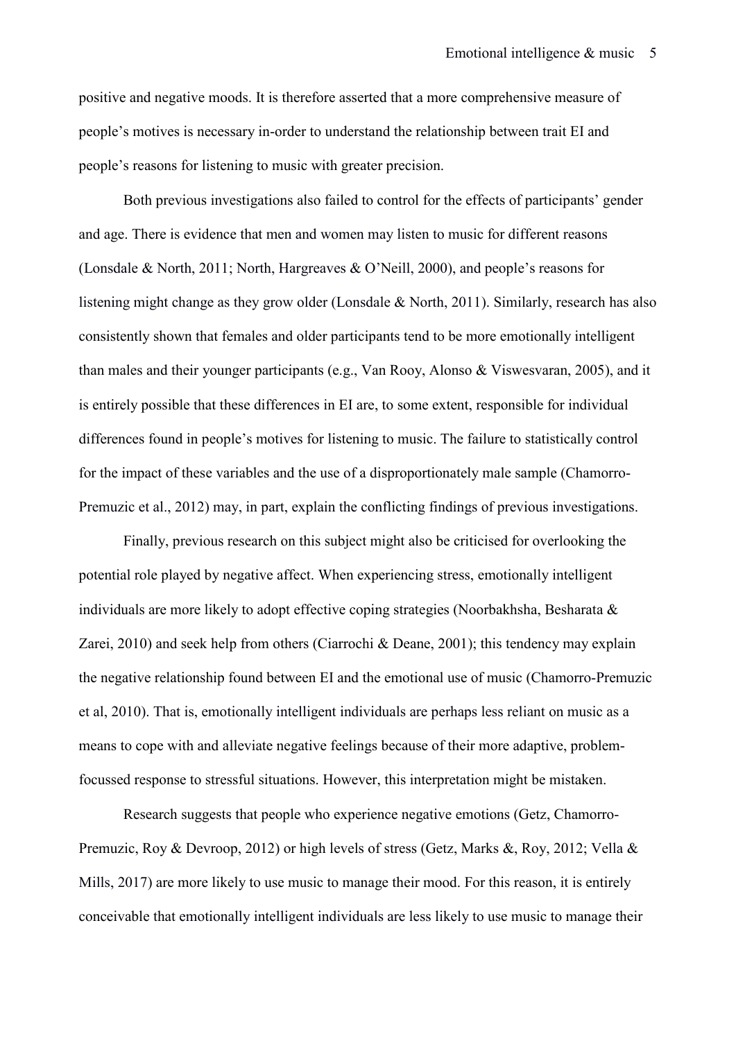positive and negative moods. It is therefore asserted that a more comprehensive measure of people's motives is necessary in-order to understand the relationship between trait EI and people's reasons for listening to music with greater precision.

Both previous investigations also failed to control for the effects of participants' gender and age. There is evidence that men and women may listen to music for different reasons (Lonsdale & North, 2011; North, Hargreaves & O'Neill, 2000), and people's reasons for listening might change as they grow older (Lonsdale & North, 2011). Similarly, research has also consistently shown that females and older participants tend to be more emotionally intelligent than males and their younger participants (e.g., Van Rooy, Alonso & Viswesvaran, 2005), and it is entirely possible that these differences in EI are, to some extent, responsible for individual differences found in people's motives for listening to music. The failure to statistically control for the impact of these variables and the use of a disproportionately male sample (Chamorro-Premuzic et al., 2012) may, in part, explain the conflicting findings of previous investigations.

Finally, previous research on this subject might also be criticised for overlooking the potential role played by negative affect. When experiencing stress, emotionally intelligent individuals are more likely to adopt effective coping strategies (Noorbakhsha, Besharata & Zarei, 2010) and seek help from others (Ciarrochi & Deane, 2001); this tendency may explain the negative relationship found between EI and the emotional use of music (Chamorro-Premuzic et al, 2010). That is, emotionally intelligent individuals are perhaps less reliant on music as a means to cope with and alleviate negative feelings because of their more adaptive, problem-focussed response to stressful situations. However, this interpretation might be mistaken.

Research suggests that people who experience negative emotions (Getz, Chamorro-Premuzic, Roy & Devroop, 2012) or high levels of stress (Getz, Marks &, Roy, 2012; Vella & Mills, 2017) are more likely to use music to manage their mood. For this reason, it is entirely conceivable that emotionally intelligent individuals are less likely to use music to manage their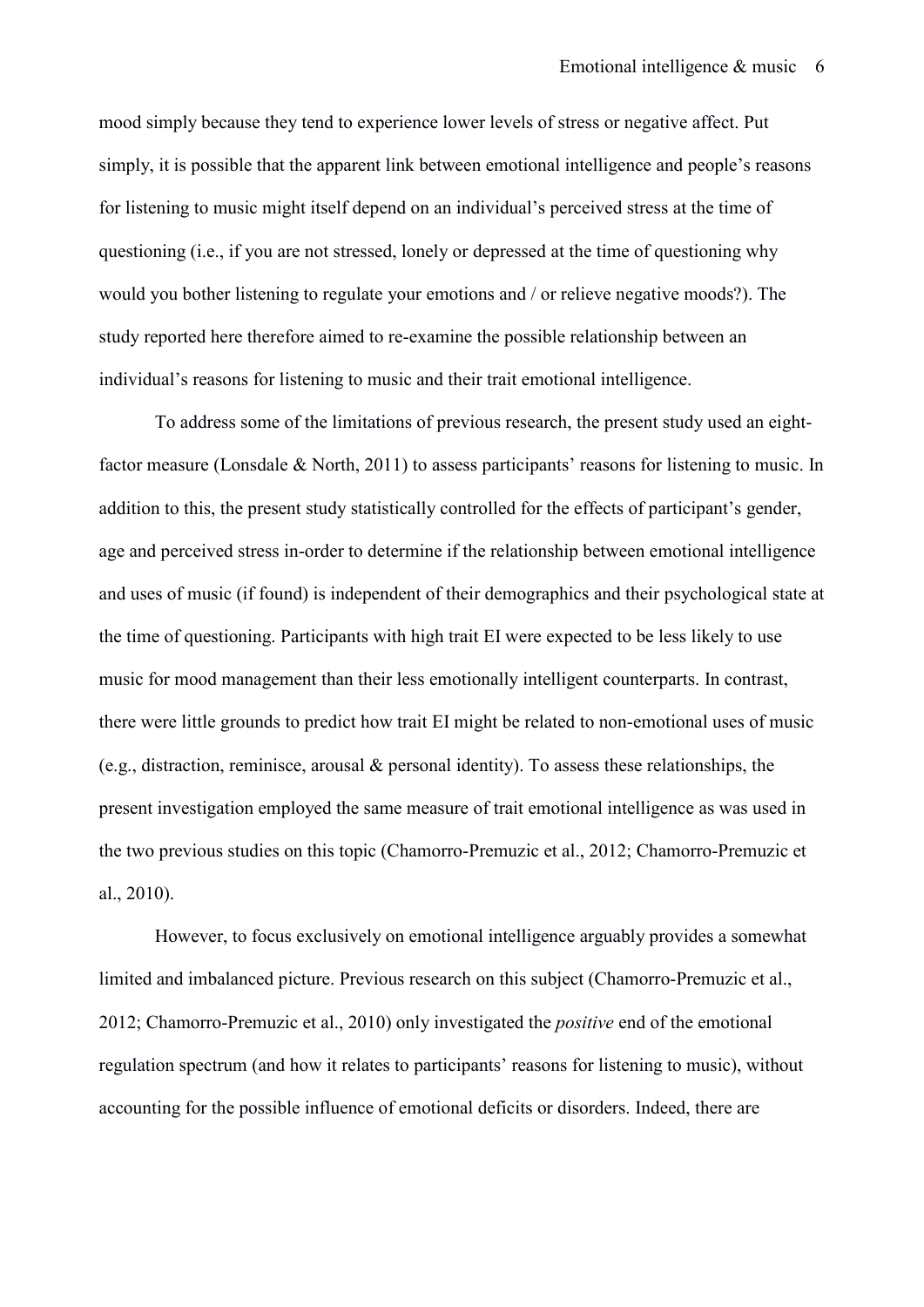mood simply because they tend to experience lower levels of stress or negative affect. Put simply, it is possible that the apparent link between emotional intelligence and people's reasons for listening to music might itself depend on an individual's perceived stress at the time of questioning (i.e., if you are not stressed, lonely or depressed at the time of questioning why would you bother listening to regulate your emotions and / or relieve negative moods?). The study reported here therefore aimed to re-examine the possible relationship between an individual's reasons for listening to music and their trait emotional intelligence.

To address some of the limitations of previous research, the present study used an eight-factor measure (Lonsdale & North, 2011) to assess participants' reasons for listening to music. In addition to this, the present study statistically controlled for the effects of participant's gender, age and perceived stress in-order to determine if the relationship between emotional intelligence and uses of music (if found) is independent of their demographics and their psychological state at the time of questioning. Participants with high trait EI were expected to be less likely to use music for mood management than their less emotionally intelligent counterparts. In contrast, there were little grounds to predict how trait EI might be related to non-emotional uses of music (e.g., distraction, reminisce, arousal & personal identity). To assess these relationships, the present investigation employed the same measure of trait emotional intelligence as was used in the two previous studies on this topic (Chamorro-Premuzic et al., 2012; Chamorro-Premuzic et al., 2010).

However, to focus exclusively on emotional intelligence arguably provides a somewhat limited and imbalanced picture. Previous research on this subject (Chamorro-Premuzic et al., 2012; Chamorro-Premuzic et al., 2010) only investigated the *positive* end of the emotional regulation spectrum (and how it relates to participants' reasons for listening to music), without accounting for the possible influence of emotional deficits or disorders. Indeed, there are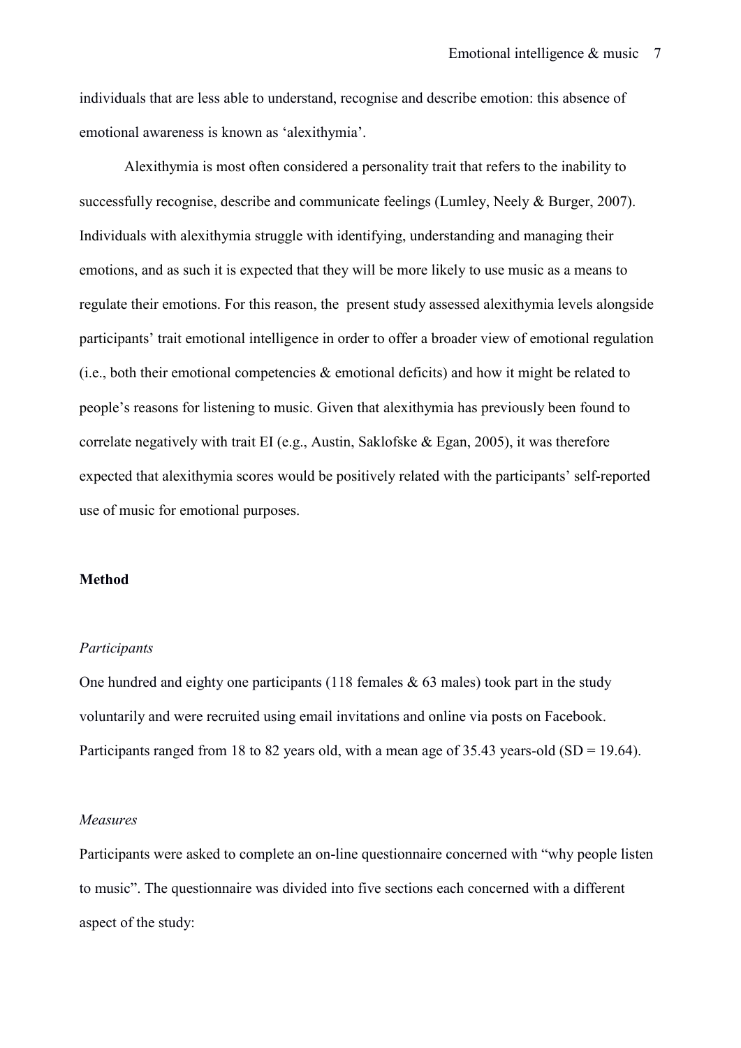individuals that are less able to understand, recognise and describe emotion: this absence of emotional awareness is known as 'alexithymia'.

Alexithymia is most often considered a personality trait that refers to the inability to successfully recognise, describe and communicate feelings (Lumley, Neely & Burger, 2007). Individuals with alexithymia struggle with identifying, understanding and managing their emotions, and as such it is expected that they will be more likely to use music as a means to regulate their emotions. For this reason, the present study assessed alexithymia levels alongside participants' trait emotional intelligence in order to offer a broader view of emotional regulation (i.e., both their emotional competencies & emotional deficits) and how it might be related to people's reasons for listening to music. Given that alexithymia has previously been found to correlate negatively with trait EI (e.g., Austin, Saklofske & Egan, 2005), it was therefore expected that alexithymia scores would be positively related with the participants' self-reported use of music for emotional purposes.

## Method

### *Participants*

One hundred and eighty one participants (118 females & 63 males) took part in the study voluntarily and were recruited using email invitations and online via posts on Facebook. Participants ranged from 18 to 82 years old, with a mean age of 35.43 years-old (SD = 19.64).

### *Measures*

Participants were asked to complete an on-line questionnaire concerned with "why people listen to music". The questionnaire was divided into five sections each concerned with a different aspect of the study: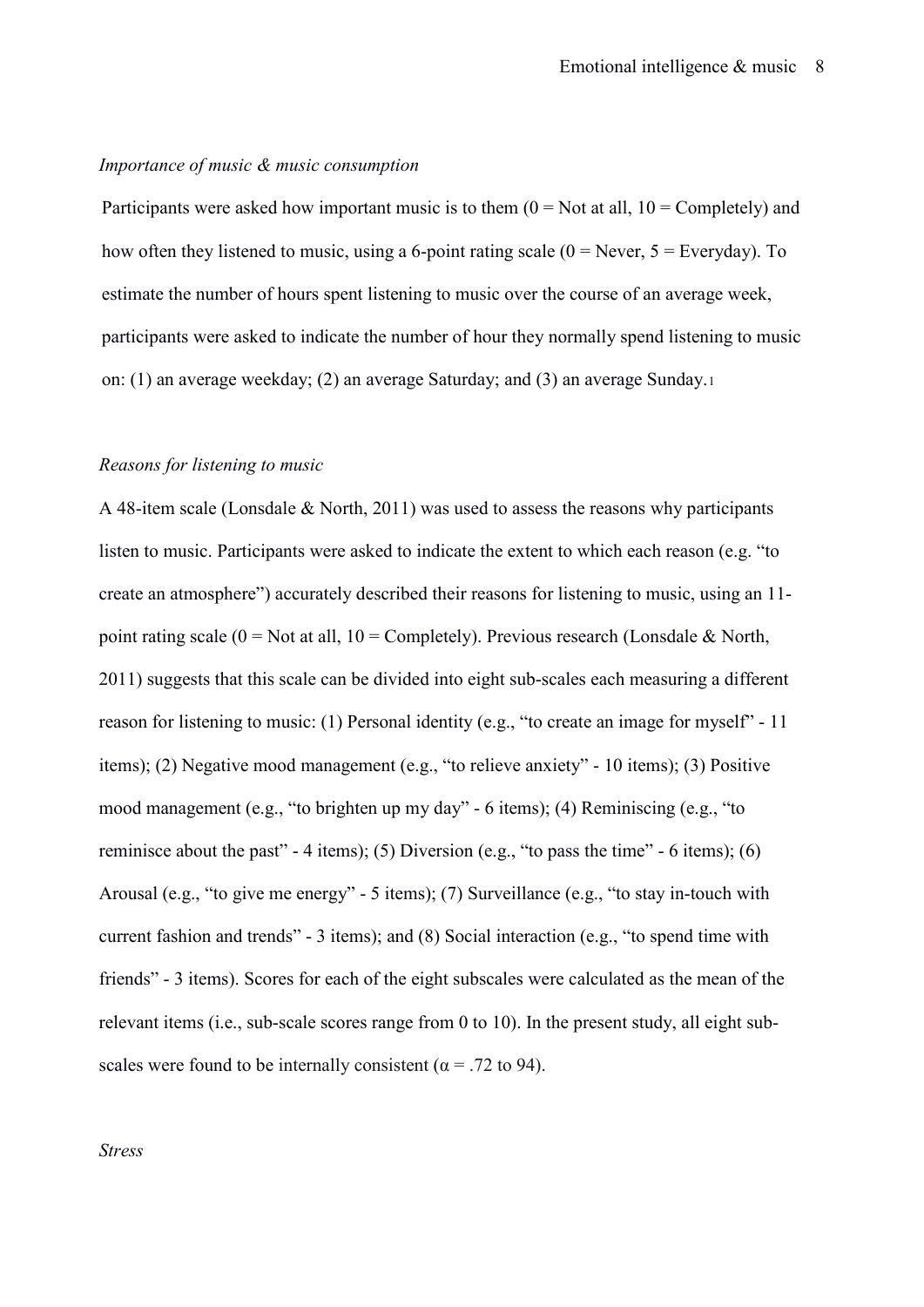*Importance of music & music consumption*

Participants were asked how important music is to them (0 = Not at all, 10 = Completely) and how often they listened to music, using a 6-point rating scale (0 = Never, 5 = Everyday). To estimate the number of hours spent listening to music over the course of an average week, participants were asked to indicate the number of hour they normally spend listening to music on: (1) an average weekday; (2) an average Saturday; and (3) an average Sunday.[1]

*Reasons for listening to music*

A 48-item scale (Lonsdale & North, 2011) was used to assess the reasons why participants listen to music. Participants were asked to indicate the extent to which each reason (e.g. "to create an atmosphere") accurately described their reasons for listening to music, using an 11-point rating scale (0 = Not at all, 10 = Completely). Previous research (Lonsdale & North, 2011) suggests that this scale can be divided into eight sub-scales each measuring a different reason for listening to music: (1) Personal identity (e.g., "to create an image for myself" - 11 items); (2) Negative mood management (e.g., "to relieve anxiety" - 10 items); (3) Positive mood management (e.g., "to brighten up my day" - 6 items); (4) Reminiscing (e.g., "to reminisce about the past" - 4 items); (5) Diversion (e.g., "to pass the time" - 6 items); (6) Arousal (e.g., "to give me energy" - 5 items); (7) Surveillance (e.g., "to stay in-touch with current fashion and trends" - 3 items); and (8) Social interaction (e.g., "to spend time with friends" - 3 items). Scores for each of the eight subscales were calculated as the mean of the relevant items (i.e., sub-scale scores range from 0 to 10). In the present study, all eight sub-scales were found to be internally consistent ($\alpha$ = .72 to 94).

*Stress*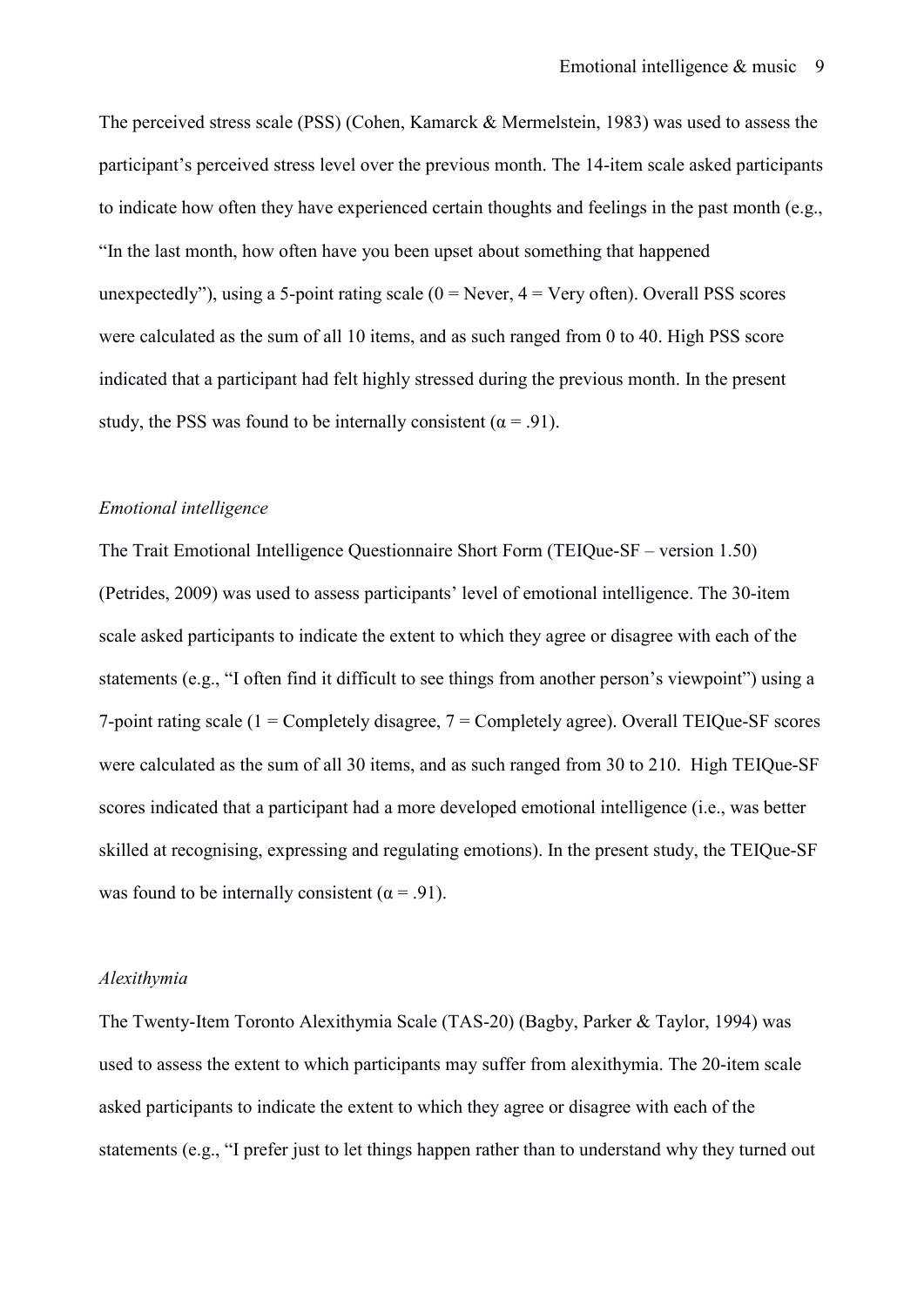The perceived stress scale (PSS) (Cohen, Kamarck & Mermelstein, 1983) was used to assess the participant's perceived stress level over the previous month. The 14-item scale asked participants to indicate how often they have experienced certain thoughts and feelings in the past month (e.g., "In the last month, how often have you been upset about something that happened unexpectedly"), using a 5-point rating scale (0 = Never, 4 = Very often). Overall PSS scores were calculated as the sum of all 10 items, and as such ranged from 0 to 40. High PSS score indicated that a participant had felt highly stressed during the previous month. In the present study, the PSS was found to be internally consistent ($\alpha = .91$).

*Emotional intelligence*

The Trait Emotional Intelligence Questionnaire Short Form (TEIQue-SF – version 1.50) (Petrides, 2009) was used to assess participants' level of emotional intelligence. The 30-item scale asked participants to indicate the extent to which they agree or disagree with each of the statements (e.g., "I often find it difficult to see things from another person's viewpoint") using a 7-point rating scale (1 = Completely disagree, 7 = Completely agree). Overall TEIQue-SF scores were calculated as the sum of all 30 items, and as such ranged from 30 to 210. High TEIQue-SF scores indicated that a participant had a more developed emotional intelligence (i.e., was better skilled at recognising, expressing and regulating emotions). In the present study, the TEIQue-SF was found to be internally consistent ($\alpha = .91$).

*Alexithymia*

The Twenty-Item Toronto Alexithymia Scale (TAS-20) (Bagby, Parker & Taylor, 1994) was used to assess the extent to which participants may suffer from alexithymia. The 20-item scale asked participants to indicate the extent to which they agree or disagree with each of the statements (e.g., "I prefer just to let things happen rather than to understand why they turned out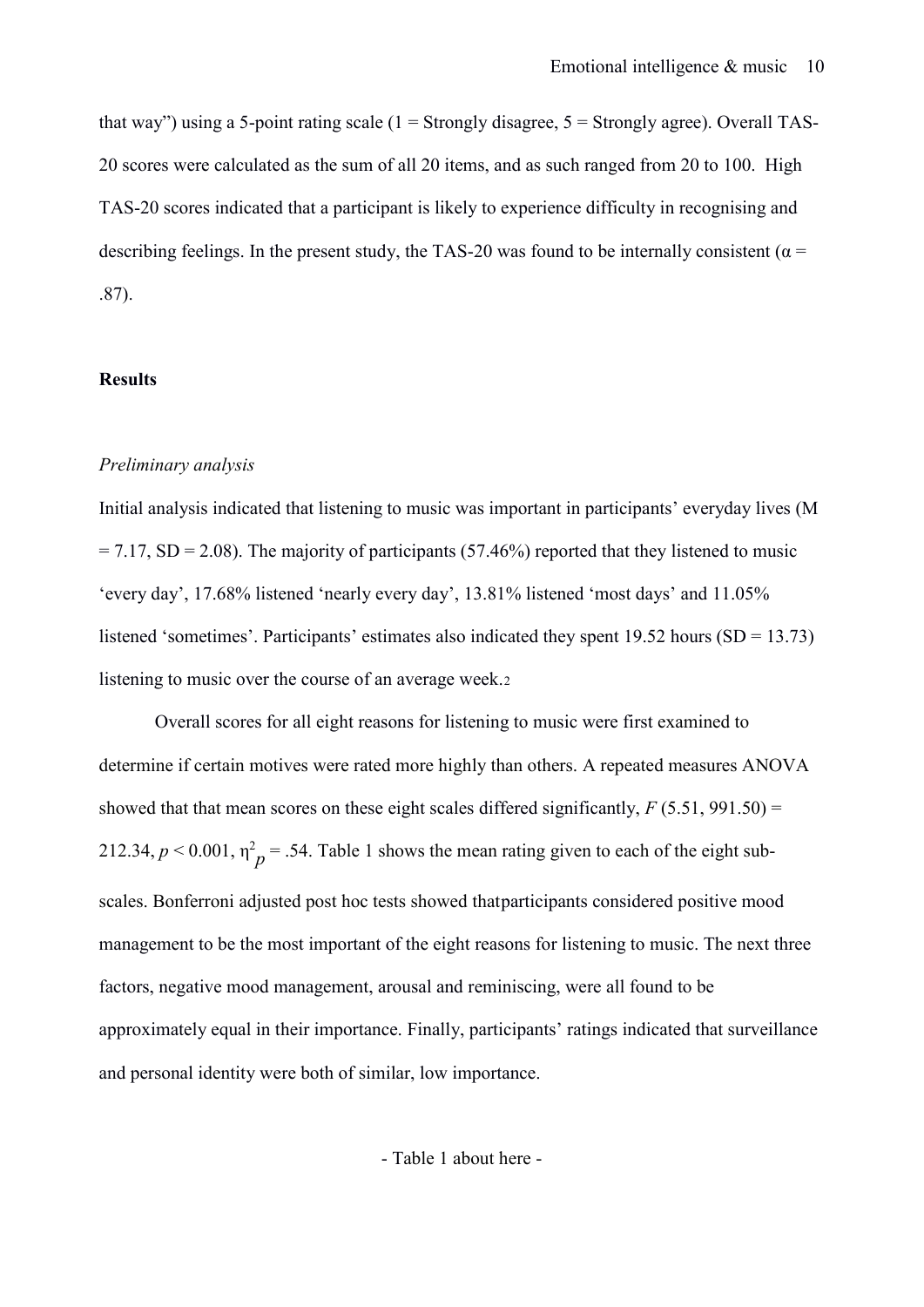that way") using a 5-point rating scale (1 = Strongly disagree, 5 = Strongly agree). Overall TAS-20 scores were calculated as the sum of all 20 items, and as such ranged from 20 to 100. High TAS-20 scores indicated that a participant is likely to experience difficulty in recognising and describing feelings. In the present study, the TAS-20 was found to be internally consistent ($\alpha$ = .87).

## Results

### *Preliminary analysis*

Initial analysis indicated that listening to music was important in participants' everyday lives (M = 7.17, SD = 2.08). The majority of participants (57.46%) reported that they listened to music 'every day', 17.68% listened 'nearly every day', 13.81% listened 'most days' and 11.05% listened 'sometimes'. Participants' estimates also indicated they spent 19.52 hours (SD = 13.73) listening to music over the course of an average week.[2]

Overall scores for all eight reasons for listening to music were first examined to determine if certain motives were rated more highly than others. A repeated measures ANOVA showed that that mean scores on these eight scales differed significantly, $F$ (5.51, 991.50) = 212.34, $p < 0.001$, $\eta^2_p = .54$. Table 1 shows the mean rating given to each of the eight sub-scales. Bonferroni adjusted post hoc tests showed thatparticipants considered positive mood management to be the most important of the eight reasons for listening to music. The next three factors, negative mood management, arousal and reminiscing, were all found to be approximately equal in their importance. Finally, participants' ratings indicated that surveillance and personal identity were both of similar, low importance.

- Table 1 about here -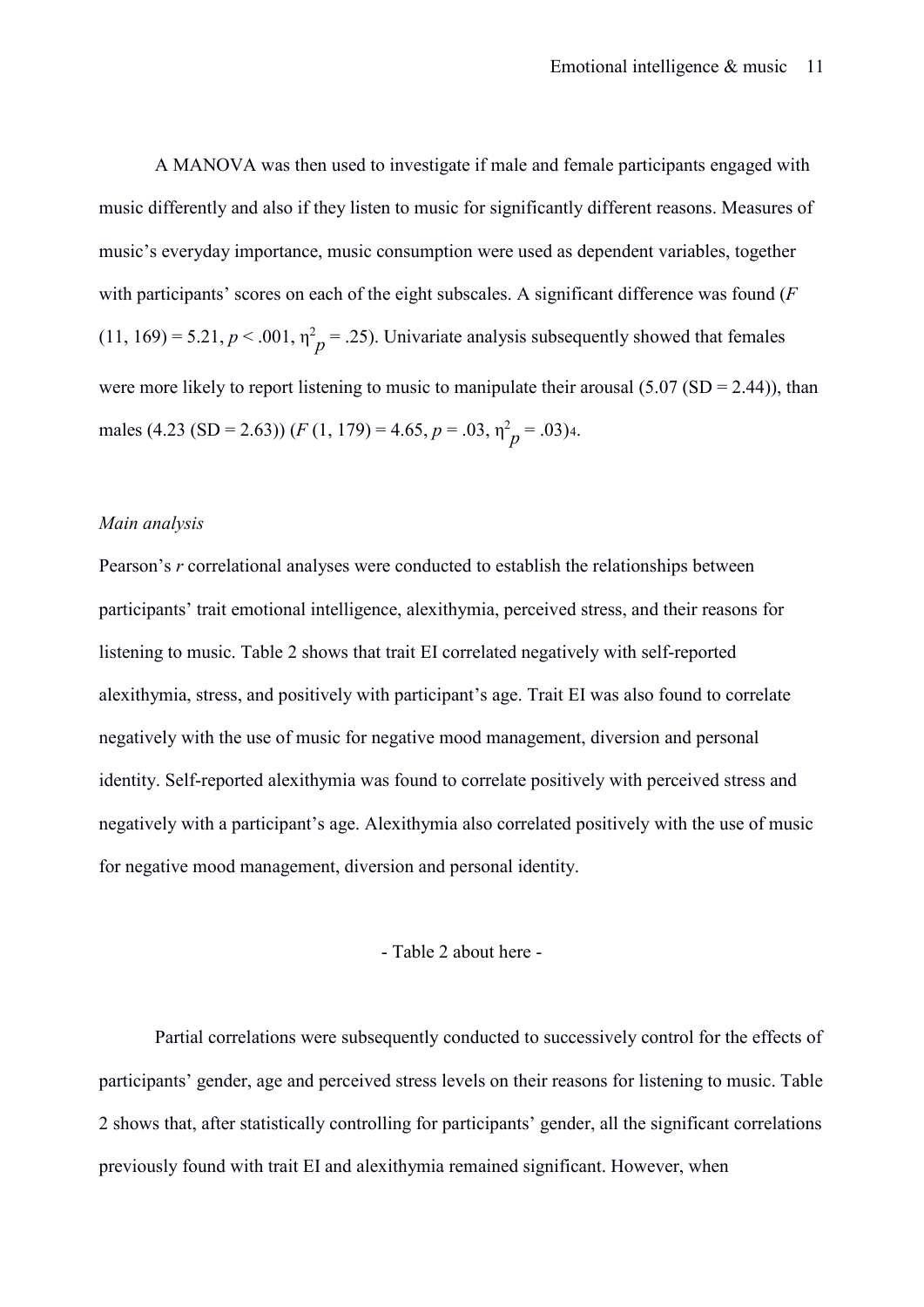A MANOVA was then used to investigate if male and female participants engaged with music differently and also if they listen to music for significantly different reasons. Measures of music's everyday importance, music consumption were used as dependent variables, together with participants' scores on each of the eight subscales. A significant difference was found ($F$ (11, 169) = 5.21, $p < .001$, $\eta^2_p = .25$). Univariate analysis subsequently showed that females were more likely to report listening to music to manipulate their arousal (5.07 (SD = 2.44)), than males (4.23 (SD = 2.63)) ($F$ (1, 179) = 4.65, $p = .03$, $\eta^2_p = .03$)[4].

*Main analysis*

Pearson's *r* correlational analyses were conducted to establish the relationships between participants' trait emotional intelligence, alexithymia, perceived stress, and their reasons for listening to music. Table 2 shows that trait EI correlated negatively with self-reported alexithymia, stress, and positively with participant's age. Trait EI was also found to correlate negatively with the use of music for negative mood management, diversion and personal identity. Self-reported alexithymia was found to correlate positively with perceived stress and negatively with a participant's age. Alexithymia also correlated positively with the use of music for negative mood management, diversion and personal identity.

- Table 2 about here -

Partial correlations were subsequently conducted to successively control for the effects of participants' gender, age and perceived stress levels on their reasons for listening to music. Table 2 shows that, after statistically controlling for participants' gender, all the significant correlations previously found with trait EI and alexithymia remained significant. However, when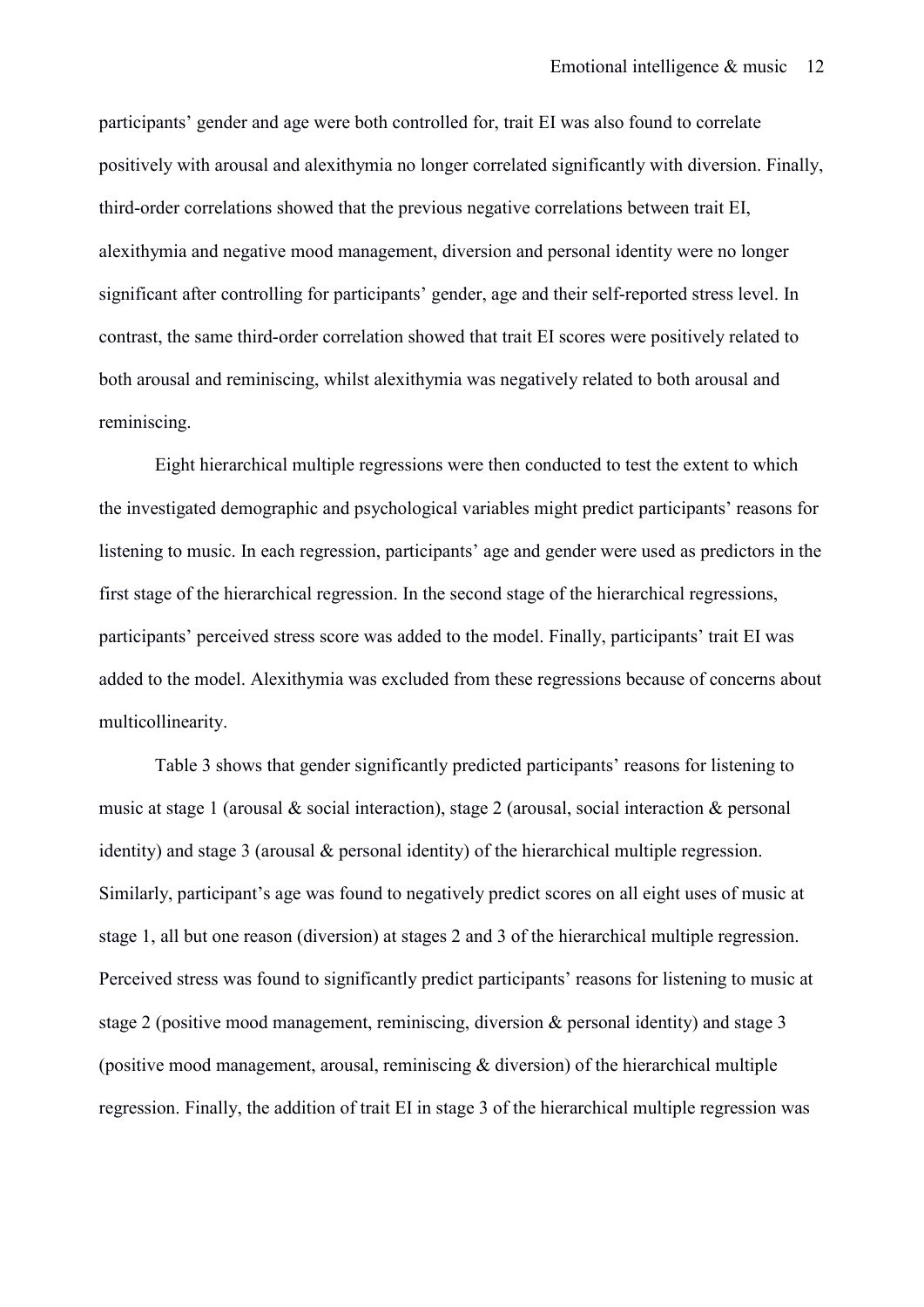participants' gender and age were both controlled for, trait EI was also found to correlate positively with arousal and alexithymia no longer correlated significantly with diversion. Finally, third-order correlations showed that the previous negative correlations between trait EI, alexithymia and negative mood management, diversion and personal identity were no longer significant after controlling for participants' gender, age and their self-reported stress level. In contrast, the same third-order correlation showed that trait EI scores were positively related to both arousal and reminiscing, whilst alexithymia was negatively related to both arousal and reminiscing.

Eight hierarchical multiple regressions were then conducted to test the extent to which the investigated demographic and psychological variables might predict participants' reasons for listening to music. In each regression, participants' age and gender were used as predictors in the first stage of the hierarchical regression. In the second stage of the hierarchical regressions, participants' perceived stress score was added to the model. Finally, participants' trait EI was added to the model. Alexithymia was excluded from these regressions because of concerns about multicollinearity.

Table 3 shows that gender significantly predicted participants' reasons for listening to music at stage 1 (arousal & social interaction), stage 2 (arousal, social interaction & personal identity) and stage 3 (arousal & personal identity) of the hierarchical multiple regression. Similarly, participant's age was found to negatively predict scores on all eight uses of music at stage 1, all but one reason (diversion) at stages 2 and 3 of the hierarchical multiple regression. Perceived stress was found to significantly predict participants' reasons for listening to music at stage 2 (positive mood management, reminiscing, diversion & personal identity) and stage 3 (positive mood management, arousal, reminiscing & diversion) of the hierarchical multiple regression. Finally, the addition of trait EI in stage 3 of the hierarchical multiple regression was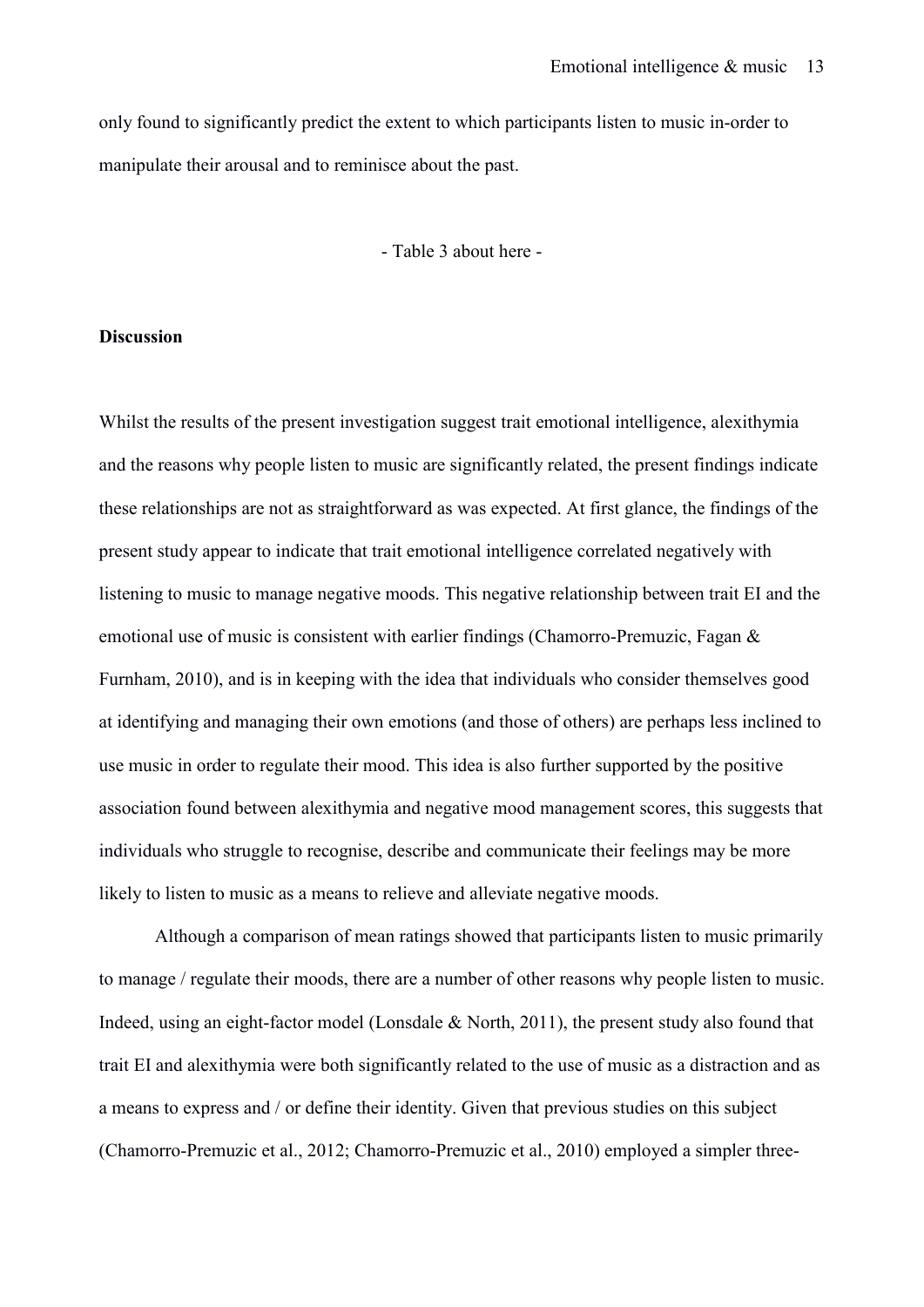only found to significantly predict the extent to which participants listen to music in-order to manipulate their arousal and to reminisce about the past.

- Table 3 about here -

**Discussion**

Whilst the results of the present investigation suggest trait emotional intelligence, alexithymia and the reasons why people listen to music are significantly related, the present findings indicate these relationships are not as straightforward as was expected. At first glance, the findings of the present study appear to indicate that trait emotional intelligence correlated negatively with listening to music to manage negative moods. This negative relationship between trait EI and the emotional use of music is consistent with earlier findings (Chamorro-Premuzic, Fagan & Furnham, 2010), and is in keeping with the idea that individuals who consider themselves good at identifying and managing their own emotions (and those of others) are perhaps less inclined to use music in order to regulate their mood. This idea is also further supported by the positive association found between alexithymia and negative mood management scores, this suggests that individuals who struggle to recognise, describe and communicate their feelings may be more likely to listen to music as a means to relieve and alleviate negative moods.

Although a comparison of mean ratings showed that participants listen to music primarily to manage / regulate their moods, there are a number of other reasons why people listen to music. Indeed, using an eight-factor model (Lonsdale & North, 2011), the present study also found that trait EI and alexithymia were both significantly related to the use of music as a distraction and as a means to express and / or define their identity. Given that previous studies on this subject (Chamorro-Premuzic et al., 2012; Chamorro-Premuzic et al., 2010) employed a simpler three-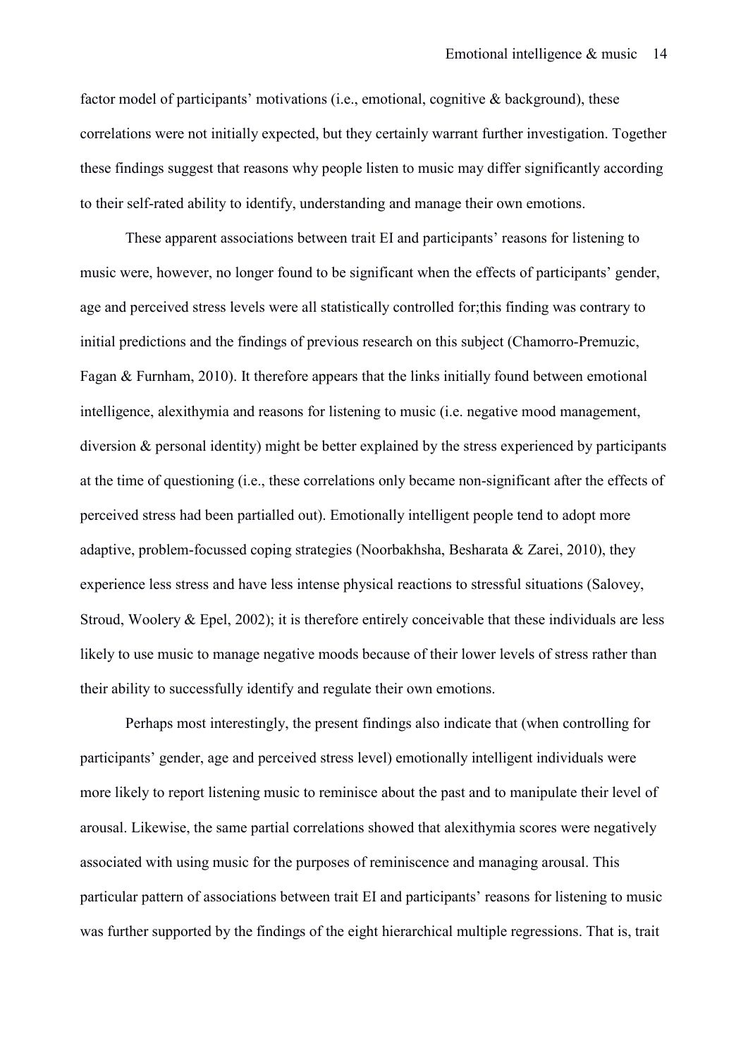factor model of participants' motivations (i.e., emotional, cognitive & background), these correlations were not initially expected, but they certainly warrant further investigation. Together these findings suggest that reasons why people listen to music may differ significantly according to their self-rated ability to identify, understanding and manage their own emotions.

These apparent associations between trait EI and participants' reasons for listening to music were, however, no longer found to be significant when the effects of participants' gender, age and perceived stress levels were all statistically controlled for;this finding was contrary to initial predictions and the findings of previous research on this subject (Chamorro-Premuzic, Fagan & Furnham, 2010). It therefore appears that the links initially found between emotional intelligence, alexithymia and reasons for listening to music (i.e. negative mood management, diversion & personal identity) might be better explained by the stress experienced by participants at the time of questioning (i.e., these correlations only became non-significant after the effects of perceived stress had been partialled out). Emotionally intelligent people tend to adopt more adaptive, problem-focussed coping strategies (Noorbakhsha, Besharata & Zarei, 2010), they experience less stress and have less intense physical reactions to stressful situations (Salovey, Stroud, Woolery & Epel, 2002); it is therefore entirely conceivable that these individuals are less likely to use music to manage negative moods because of their lower levels of stress rather than their ability to successfully identify and regulate their own emotions.

Perhaps most interestingly, the present findings also indicate that (when controlling for participants' gender, age and perceived stress level) emotionally intelligent individuals were more likely to report listening music to reminisce about the past and to manipulate their level of arousal. Likewise, the same partial correlations showed that alexithymia scores were negatively associated with using music for the purposes of reminiscence and managing arousal. This particular pattern of associations between trait EI and participants' reasons for listening to music was further supported by the findings of the eight hierarchical multiple regressions. That is, trait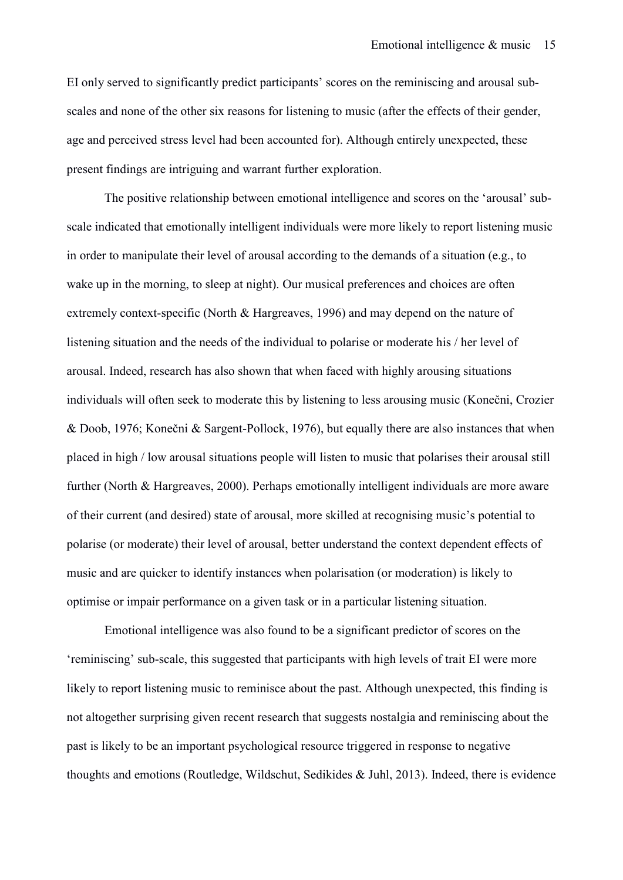EI only served to significantly predict participants' scores on the reminiscing and arousal sub-scales and none of the other six reasons for listening to music (after the effects of their gender, age and perceived stress level had been accounted for). Although entirely unexpected, these present findings are intriguing and warrant further exploration.

The positive relationship between emotional intelligence and scores on the 'arousal' sub-scale indicated that emotionally intelligent individuals were more likely to report listening music in order to manipulate their level of arousal according to the demands of a situation (e.g., to wake up in the morning, to sleep at night). Our musical preferences and choices are often extremely context-specific (North & Hargreaves, 1996) and may depend on the nature of listening situation and the needs of the individual to polarise or moderate his / her level of arousal. Indeed, research has also shown that when faced with highly arousing situations individuals will often seek to moderate this by listening to less arousing music (Konečni, Crozier & Doob, 1976; Konečni & Sargent-Pollock, 1976), but equally there are also instances that when placed in high / low arousal situations people will listen to music that polarises their arousal still further (North & Hargreaves, 2000). Perhaps emotionally intelligent individuals are more aware of their current (and desired) state of arousal, more skilled at recognising music's potential to polarise (or moderate) their level of arousal, better understand the context dependent effects of music and are quicker to identify instances when polarisation (or moderation) is likely to optimise or impair performance on a given task or in a particular listening situation.

Emotional intelligence was also found to be a significant predictor of scores on the 'reminiscing' sub-scale, this suggested that participants with high levels of trait EI were more likely to report listening music to reminisce about the past. Although unexpected, this finding is not altogether surprising given recent research that suggests nostalgia and reminiscing about the past is likely to be an important psychological resource triggered in response to negative thoughts and emotions (Routledge, Wildschut, Sedikides & Juhl, 2013). Indeed, there is evidence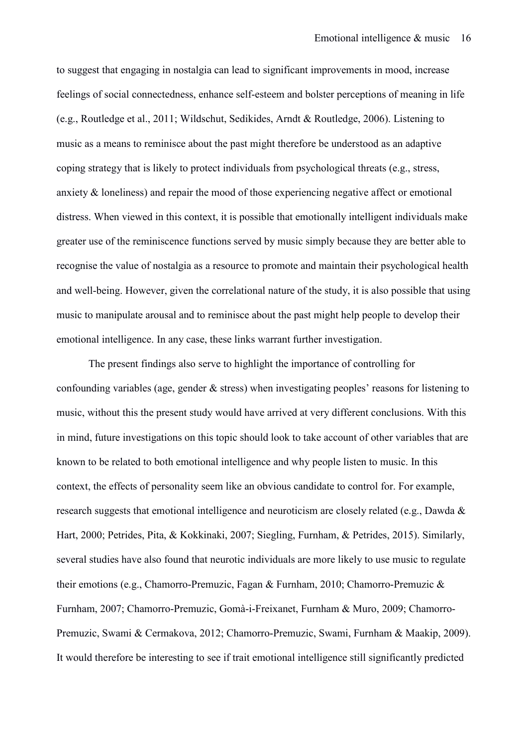to suggest that engaging in nostalgia can lead to significant improvements in mood, increase feelings of social connectedness, enhance self-esteem and bolster perceptions of meaning in life (e.g., Routledge et al., 2011; Wildschut, Sedikides, Arndt & Routledge, 2006). Listening to music as a means to reminisce about the past might therefore be understood as an adaptive coping strategy that is likely to protect individuals from psychological threats (e.g., stress, anxiety & loneliness) and repair the mood of those experiencing negative affect or emotional distress. When viewed in this context, it is possible that emotionally intelligent individuals make greater use of the reminiscence functions served by music simply because they are better able to recognise the value of nostalgia as a resource to promote and maintain their psychological health and well-being. However, given the correlational nature of the study, it is also possible that using music to manipulate arousal and to reminisce about the past might help people to develop their emotional intelligence. In any case, these links warrant further investigation.

The present findings also serve to highlight the importance of controlling for confounding variables (age, gender & stress) when investigating peoples' reasons for listening to music, without this the present study would have arrived at very different conclusions. With this in mind, future investigations on this topic should look to take account of other variables that are known to be related to both emotional intelligence and why people listen to music. In this context, the effects of personality seem like an obvious candidate to control for. For example, research suggests that emotional intelligence and neuroticism are closely related (e.g., Dawda & Hart, 2000; Petrides, Pita, & Kokkinaki, 2007; Siegling, Furnham, & Petrides, 2015). Similarly, several studies have also found that neurotic individuals are more likely to use music to regulate their emotions (e.g., Chamorro-Premuzic, Fagan & Furnham, 2010; Chamorro-Premuzic & Furnham, 2007; Chamorro-Premuzic, Gomà-i-Freixanet, Furnham & Muro, 2009; Chamorro-Premuzic, Swami & Cermakova, 2012; Chamorro-Premuzic, Swami, Furnham & Maakip, 2009). It would therefore be interesting to see if trait emotional intelligence still significantly predicted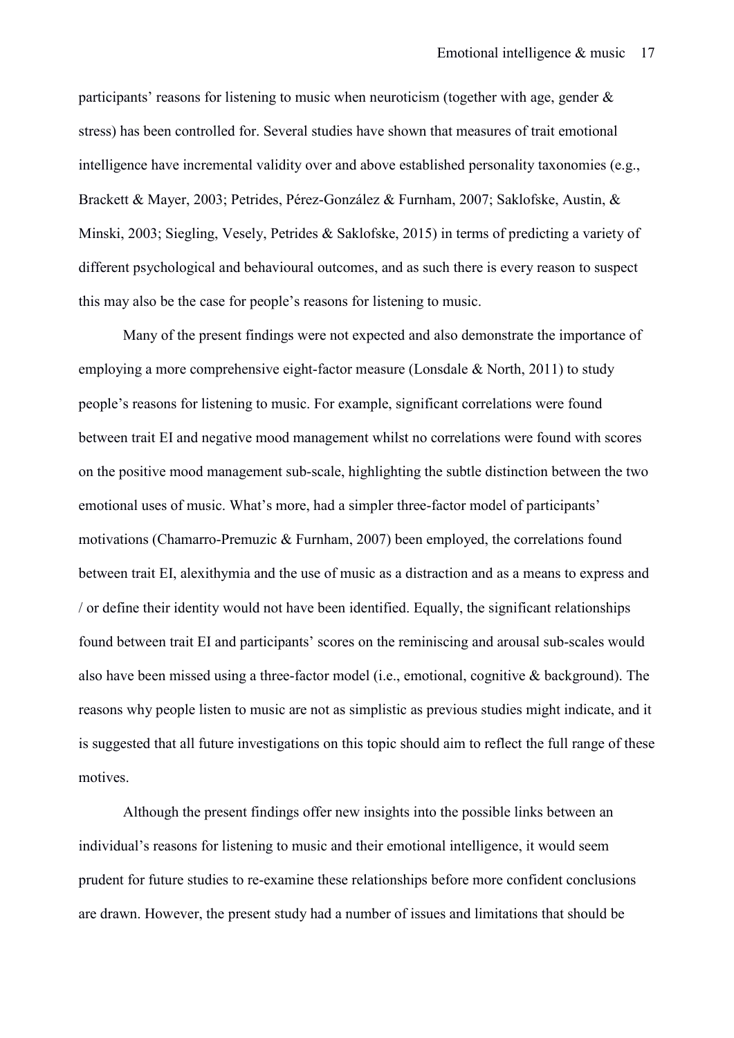participants' reasons for listening to music when neuroticism (together with age, gender & stress) has been controlled for. Several studies have shown that measures of trait emotional intelligence have incremental validity over and above established personality taxonomies (e.g., Brackett & Mayer, 2003; Petrides, Pérez-González & Furnham, 2007; Saklofske, Austin, & Minski, 2003; Siegling, Vesely, Petrides & Saklofske, 2015) in terms of predicting a variety of different psychological and behavioural outcomes, and as such there is every reason to suspect this may also be the case for people's reasons for listening to music.

Many of the present findings were not expected and also demonstrate the importance of employing a more comprehensive eight-factor measure (Lonsdale & North, 2011) to study people's reasons for listening to music. For example, significant correlations were found between trait EI and negative mood management whilst no correlations were found with scores on the positive mood management sub-scale, highlighting the subtle distinction between the two emotional uses of music. What's more, had a simpler three-factor model of participants' motivations (Chamarro-Premuzic & Furnham, 2007) been employed, the correlations found between trait EI, alexithymia and the use of music as a distraction and as a means to express and / or define their identity would not have been identified. Equally, the significant relationships found between trait EI and participants' scores on the reminiscing and arousal sub-scales would also have been missed using a three-factor model (i.e., emotional, cognitive & background). The reasons why people listen to music are not as simplistic as previous studies might indicate, and it is suggested that all future investigations on this topic should aim to reflect the full range of these motives.

Although the present findings offer new insights into the possible links between an individual's reasons for listening to music and their emotional intelligence, it would seem prudent for future studies to re-examine these relationships before more confident conclusions are drawn. However, the present study had a number of issues and limitations that should be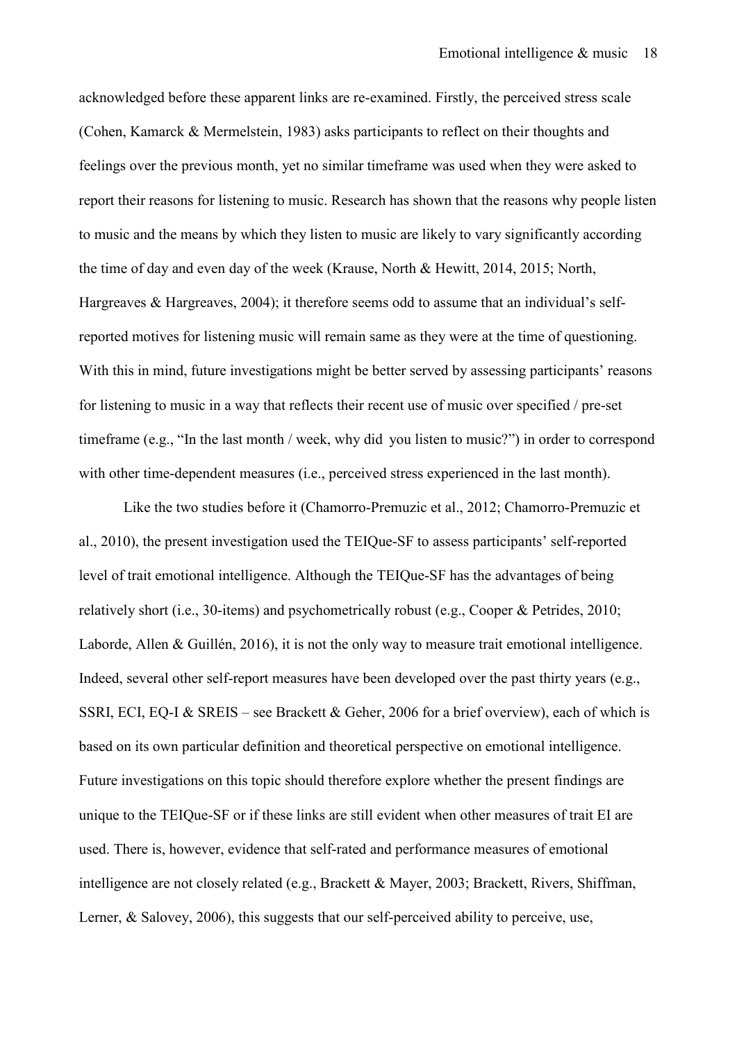acknowledged before these apparent links are re-examined. Firstly, the perceived stress scale (Cohen, Kamarck & Mermelstein, 1983) asks participants to reflect on their thoughts and feelings over the previous month, yet no similar timeframe was used when they were asked to report their reasons for listening to music. Research has shown that the reasons why people listen to music and the means by which they listen to music are likely to vary significantly according the time of day and even day of the week (Krause, North & Hewitt, 2014, 2015; North, Hargreaves & Hargreaves, 2004); it therefore seems odd to assume that an individual's self-reported motives for listening music will remain same as they were at the time of questioning. With this in mind, future investigations might be better served by assessing participants' reasons for listening to music in a way that reflects their recent use of music over specified / pre-set timeframe (e.g., "In the last month / week, why did you listen to music?") in order to correspond with other time-dependent measures (i.e., perceived stress experienced in the last month).

Like the two studies before it (Chamorro-Premuzic et al., 2012; Chamorro-Premuzic et al., 2010), the present investigation used the TEIQue-SF to assess participants' self-reported level of trait emotional intelligence. Although the TEIQue-SF has the advantages of being relatively short (i.e., 30-items) and psychometrically robust (e.g., Cooper & Petrides, 2010; Laborde, Allen & Guillén, 2016), it is not the only way to measure trait emotional intelligence. Indeed, several other self-report measures have been developed over the past thirty years (e.g., SSRI, ECI, EQ-I & SREIS – see Brackett & Geher, 2006 for a brief overview), each of which is based on its own particular definition and theoretical perspective on emotional intelligence. Future investigations on this topic should therefore explore whether the present findings are unique to the TEIQue-SF or if these links are still evident when other measures of trait EI are used. There is, however, evidence that self-rated and performance measures of emotional intelligence are not closely related (e.g., Brackett & Mayer, 2003; Brackett, Rivers, Shiffman, Lerner, & Salovey, 2006), this suggests that our self-perceived ability to perceive, use,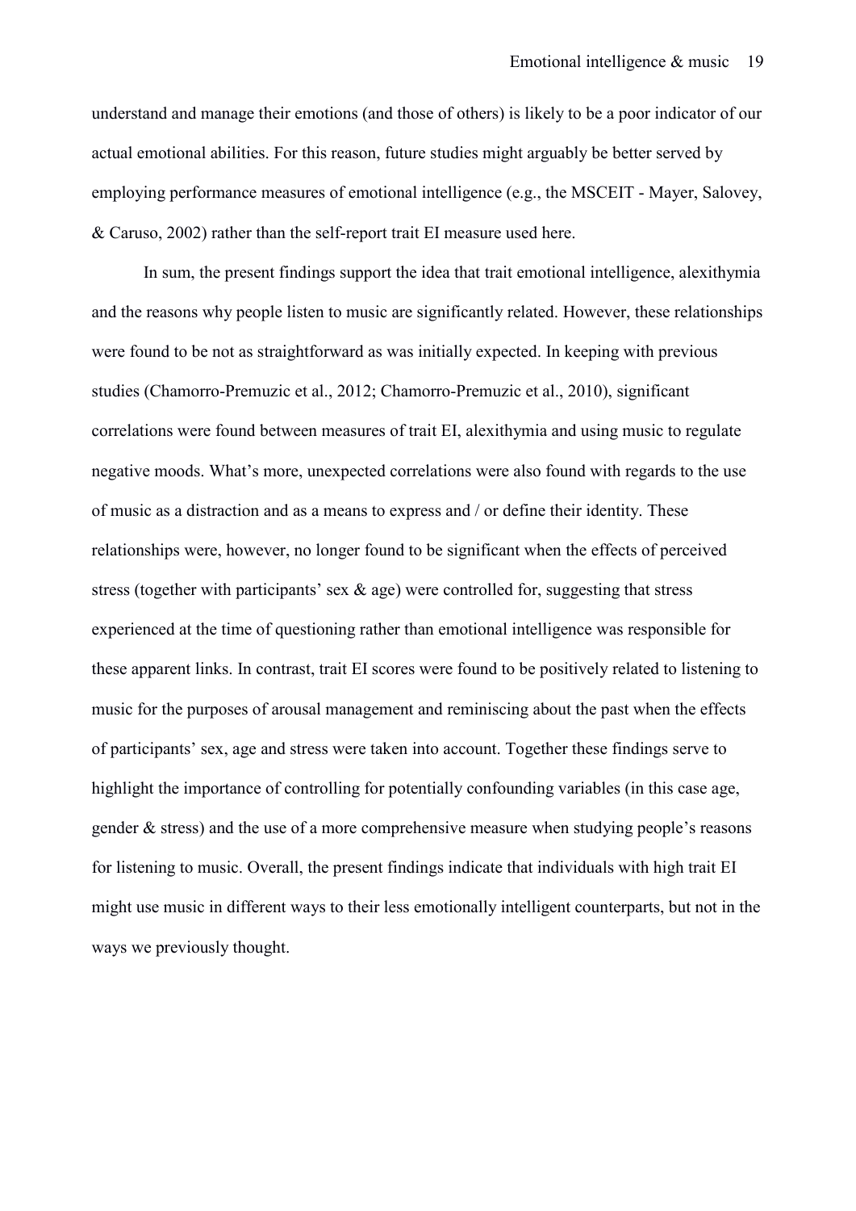understand and manage their emotions (and those of others) is likely to be a poor indicator of our actual emotional abilities. For this reason, future studies might arguably be better served by employing performance measures of emotional intelligence (e.g., the MSCEIT - Mayer, Salovey, & Caruso, 2002) rather than the self-report trait EI measure used here.

In sum, the present findings support the idea that trait emotional intelligence, alexithymia and the reasons why people listen to music are significantly related. However, these relationships were found to be not as straightforward as was initially expected. In keeping with previous studies (Chamorro-Premuzic et al., 2012; Chamorro-Premuzic et al., 2010), significant correlations were found between measures of trait EI, alexithymia and using music to regulate negative moods. What's more, unexpected correlations were also found with regards to the use of music as a distraction and as a means to express and / or define their identity. These relationships were, however, no longer found to be significant when the effects of perceived stress (together with participants' sex & age) were controlled for, suggesting that stress experienced at the time of questioning rather than emotional intelligence was responsible for these apparent links. In contrast, trait EI scores were found to be positively related to listening to music for the purposes of arousal management and reminiscing about the past when the effects of participants' sex, age and stress were taken into account. Together these findings serve to highlight the importance of controlling for potentially confounding variables (in this case age, gender & stress) and the use of a more comprehensive measure when studying people's reasons for listening to music. Overall, the present findings indicate that individuals with high trait EI might use music in different ways to their less emotionally intelligent counterparts, but not in the ways we previously thought.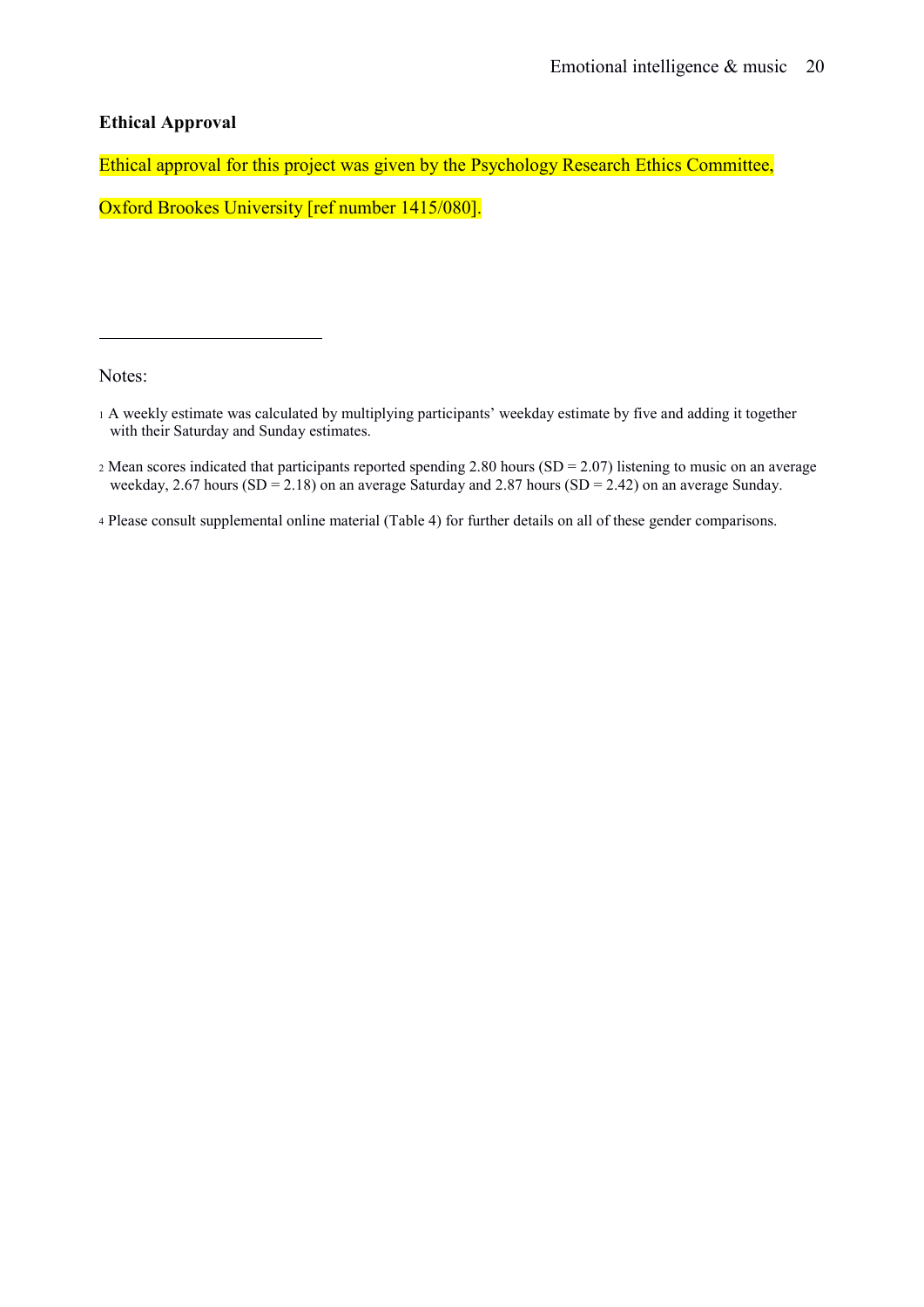**Ethical Approval**

Ethical approval for this project was given by the Psychology Research Ethics Committee, Oxford Brookes University [ref number 1415/080].

---

Notes:

[1] A weekly estimate was calculated by multiplying participants' weekday estimate by five and adding it together with their Saturday and Sunday estimates.

[2] Mean scores indicated that participants reported spending 2.80 hours (SD = 2.07) listening to music on an average weekday, 2.67 hours (SD = 2.18) on an average Saturday and 2.87 hours (SD = 2.42) on an average Sunday.

[4] Please consult supplemental online material (Table 4) for further details on all of these gender comparisons.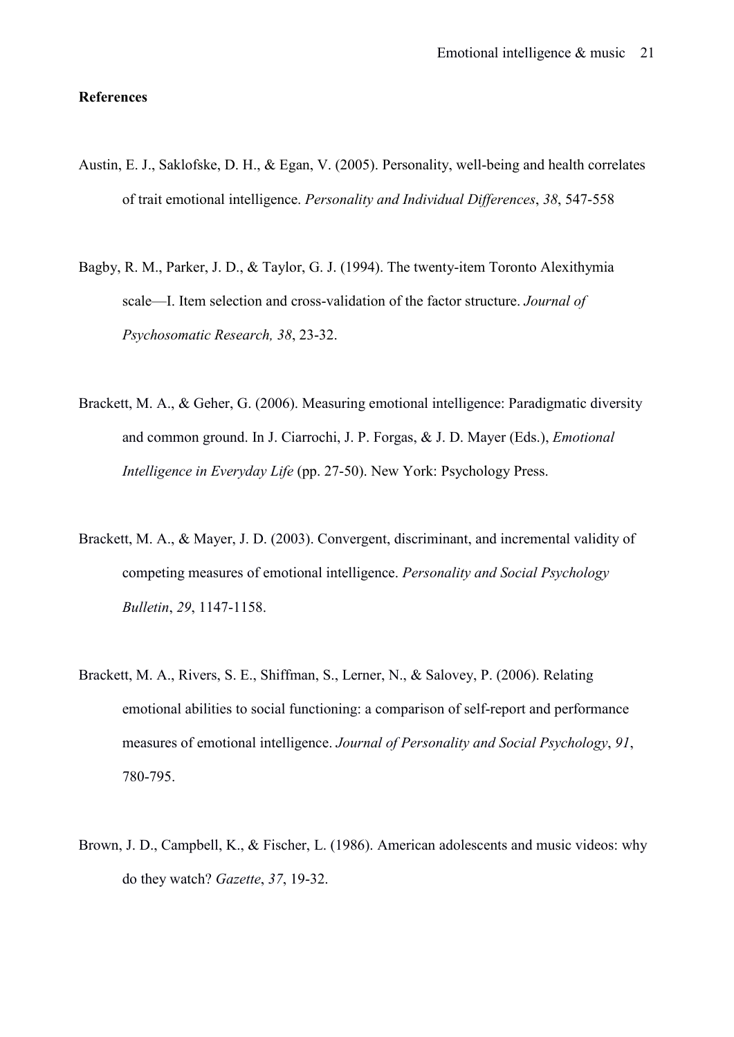**References**

Austin, E. J., Saklofske, D. H., & Egan, V. (2005). Personality, well-being and health correlates of trait emotional intelligence. *Personality and Individual Differences*, *38*, 547-558

Bagby, R. M., Parker, J. D., & Taylor, G. J. (1994). The twenty-item Toronto Alexithymia scale—I. Item selection and cross-validation of the factor structure. *Journal of Psychosomatic Research, 38*, 23-32.

Brackett, M. A., & Geher, G. (2006). Measuring emotional intelligence: Paradigmatic diversity and common ground. In J. Ciarrochi, J. P. Forgas, & J. D. Mayer (Eds.), *Emotional Intelligence in Everyday Life* (pp. 27-50). New York: Psychology Press.

Brackett, M. A., & Mayer, J. D. (2003). Convergent, discriminant, and incremental validity of competing measures of emotional intelligence. *Personality and Social Psychology Bulletin*, *29*, 1147-1158.

Brackett, M. A., Rivers, S. E., Shiffman, S., Lerner, N., & Salovey, P. (2006). Relating emotional abilities to social functioning: a comparison of self-report and performance measures of emotional intelligence. *Journal of Personality and Social Psychology*, *91*, 780-795.

Brown, J. D., Campbell, K., & Fischer, L. (1986). American adolescents and music videos: why do they watch? *Gazette*, *37*, 19-32.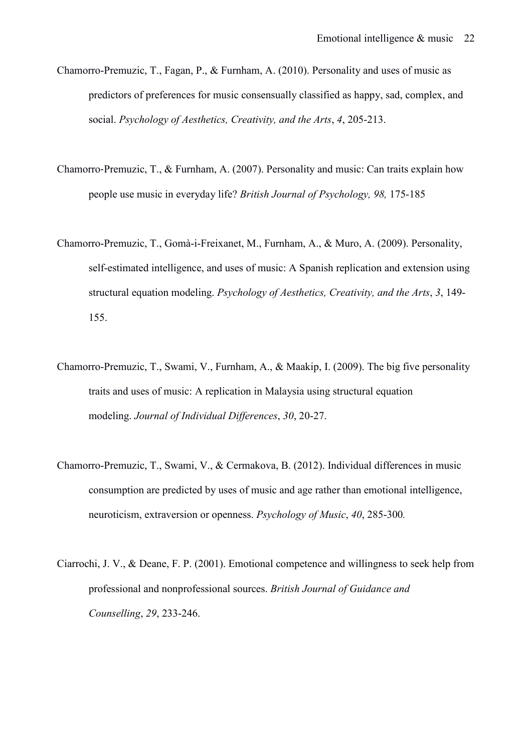Chamorro-Premuzic, T., Fagan, P., & Furnham, A. (2010). Personality and uses of music as predictors of preferences for music consensually classified as happy, sad, complex, and social. *Psychology of Aesthetics, Creativity, and the Arts*, *4*, 205-213.

Chamorro-Premuzic, T., & Furnham, A. (2007). Personality and music: Can traits explain how people use music in everyday life? *British Journal of Psychology, 98,* 175-185

Chamorro-Premuzic, T., Gomà-i-Freixanet, M., Furnham, A., & Muro, A. (2009). Personality, self-estimated intelligence, and uses of music: A Spanish replication and extension using structural equation modeling. *Psychology of Aesthetics, Creativity, and the Arts*, *3*, 149-155.

Chamorro-Premuzic, T., Swami, V., Furnham, A., & Maakip, I. (2009). The big five personality traits and uses of music: A replication in Malaysia using structural equation modeling. *Journal of Individual Differences*, *30*, 20-27.

Chamorro-Premuzic, T., Swami, V., & Cermakova, B. (2012). Individual differences in music consumption are predicted by uses of music and age rather than emotional intelligence, neuroticism, extraversion or openness. *Psychology of Music*, *40*, 285-300*.*

Ciarrochi, J. V., & Deane, F. P. (2001). Emotional competence and willingness to seek help from professional and nonprofessional sources. *British Journal of Guidance and Counselling*, *29*, 233-246.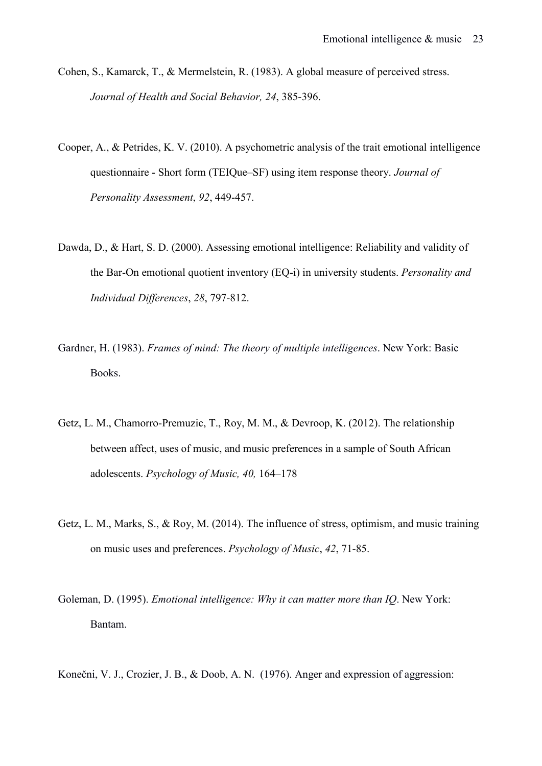Cohen, S., Kamarck, T., & Mermelstein, R. (1983). A global measure of perceived stress. *Journal of Health and Social Behavior, 24*, 385-396.

Cooper, A., & Petrides, K. V. (2010). A psychometric analysis of the trait emotional intelligence questionnaire - Short form (TEIQue–SF) using item response theory. *Journal of Personality Assessment*, *92*, 449-457.

Dawda, D., & Hart, S. D. (2000). Assessing emotional intelligence: Reliability and validity of the Bar-On emotional quotient inventory (EQ-i) in university students. *Personality and Individual Differences*, *28*, 797-812.

Gardner, H. (1983). *Frames of mind: The theory of multiple intelligences*. New York: Basic Books.

Getz, L. M., Chamorro-Premuzic, T., Roy, M. M., & Devroop, K. (2012). The relationship between affect, uses of music, and music preferences in a sample of South African adolescents. *Psychology of Music, 40,* 164–178

Getz, L. M., Marks, S., & Roy, M. (2014). The influence of stress, optimism, and music training on music uses and preferences. *Psychology of Music*, *42*, 71-85.

Goleman, D. (1995). *Emotional intelligence: Why it can matter more than IQ*. New York: Bantam.

Konečni, V. J., Crozier, J. B., & Doob, A. N. (1976). Anger and expression of aggression: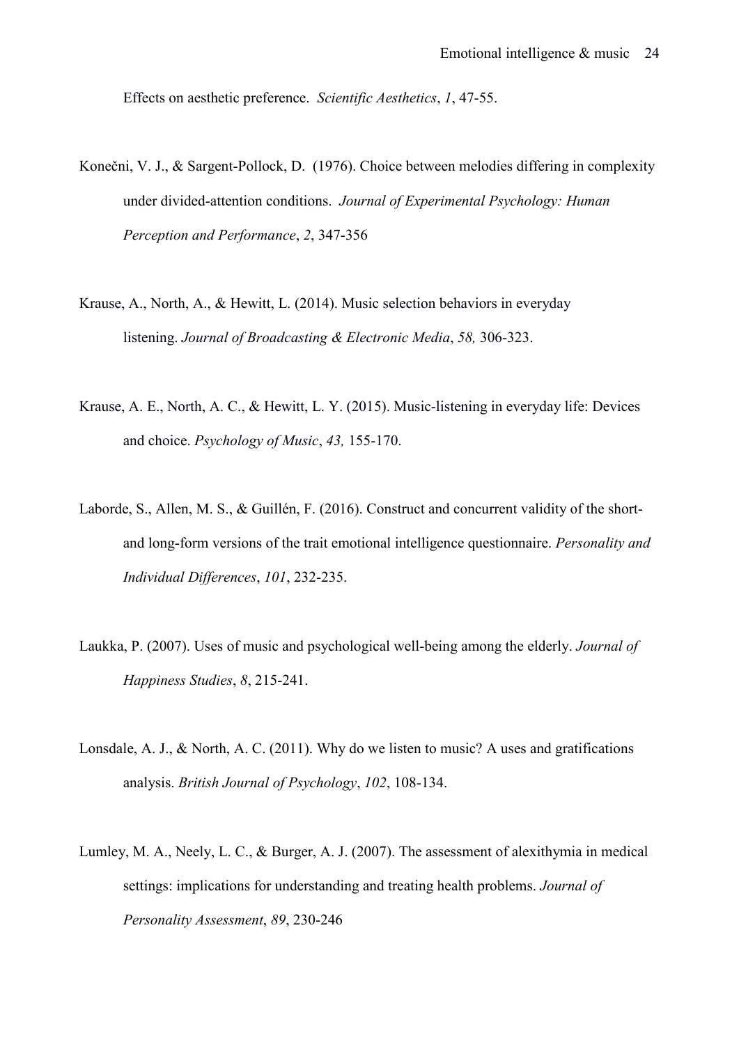Effects on aesthetic preference. *Scientific Aesthetics*, *1*, 47-55.

Konečni, V. J., & Sargent-Pollock, D. (1976). Choice between melodies differing in complexity under divided-attention conditions. *Journal of Experimental Psychology: Human Perception and Performance*, *2*, 347-356

Krause, A., North, A., & Hewitt, L. (2014). Music selection behaviors in everyday listening. *Journal of Broadcasting & Electronic Media*, *58,* 306-323.

Krause, A. E., North, A. C., & Hewitt, L. Y. (2015). Music-listening in everyday life: Devices and choice. *Psychology of Music*, *43,* 155-170.

Laborde, S., Allen, M. S., & Guillén, F. (2016). Construct and concurrent validity of the short- and long-form versions of the trait emotional intelligence questionnaire. *Personality and Individual Differences*, *101*, 232-235.

Laukka, P. (2007). Uses of music and psychological well-being among the elderly. *Journal of Happiness Studies*, *8*, 215-241.

Lonsdale, A. J., & North, A. C. (2011). Why do we listen to music? A uses and gratifications analysis. *British Journal of Psychology*, *102*, 108-134.

Lumley, M. A., Neely, L. C., & Burger, A. J. (2007). The assessment of alexithymia in medical settings: implications for understanding and treating health problems. *Journal of Personality Assessment*, *89*, 230-246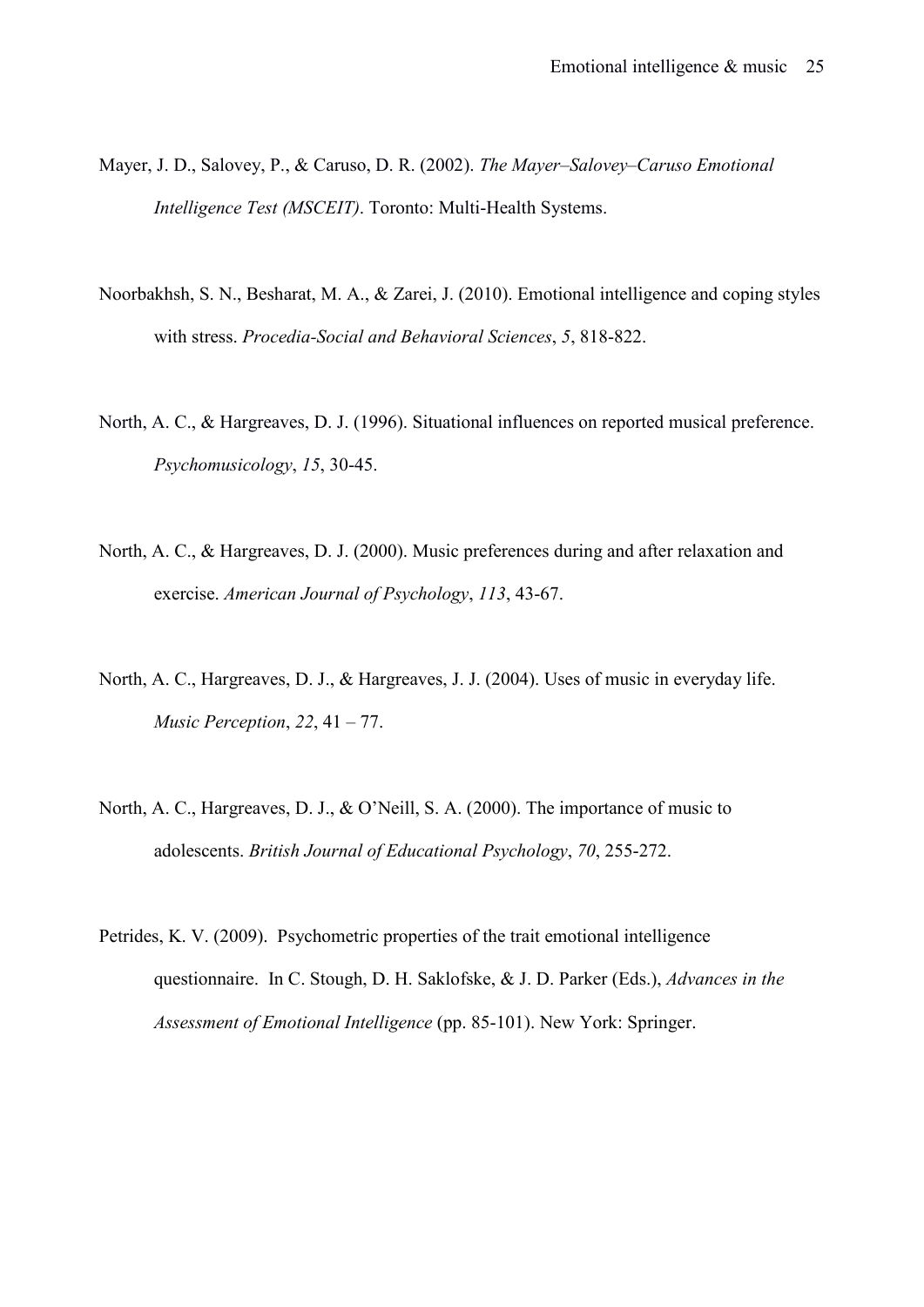Mayer, J. D., Salovey, P., & Caruso, D. R. (2002). *The Mayer–Salovey–Caruso Emotional Intelligence Test (MSCEIT)*. Toronto: Multi-Health Systems.

Noorbakhsh, S. N., Besharat, M. A., & Zarei, J. (2010). Emotional intelligence and coping styles with stress. *Procedia-Social and Behavioral Sciences*, *5*, 818-822.

North, A. C., & Hargreaves, D. J. (1996). Situational influences on reported musical preference. *Psychomusicology*, *15*, 30-45.

North, A. C., & Hargreaves, D. J. (2000). Music preferences during and after relaxation and exercise. *American Journal of Psychology*, *113*, 43-67.

North, A. C., Hargreaves, D. J., & Hargreaves, J. J. (2004). Uses of music in everyday life. *Music Perception*, *22*, 41 – 77.

North, A. C., Hargreaves, D. J., & O'Neill, S. A. (2000). The importance of music to adolescents. *British Journal of Educational Psychology*, *70*, 255-272.

Petrides, K. V. (2009). Psychometric properties of the trait emotional intelligence questionnaire. In C. Stough, D. H. Saklofske, & J. D. Parker (Eds.), *Advances in the Assessment of Emotional Intelligence* (pp. 85-101). New York: Springer.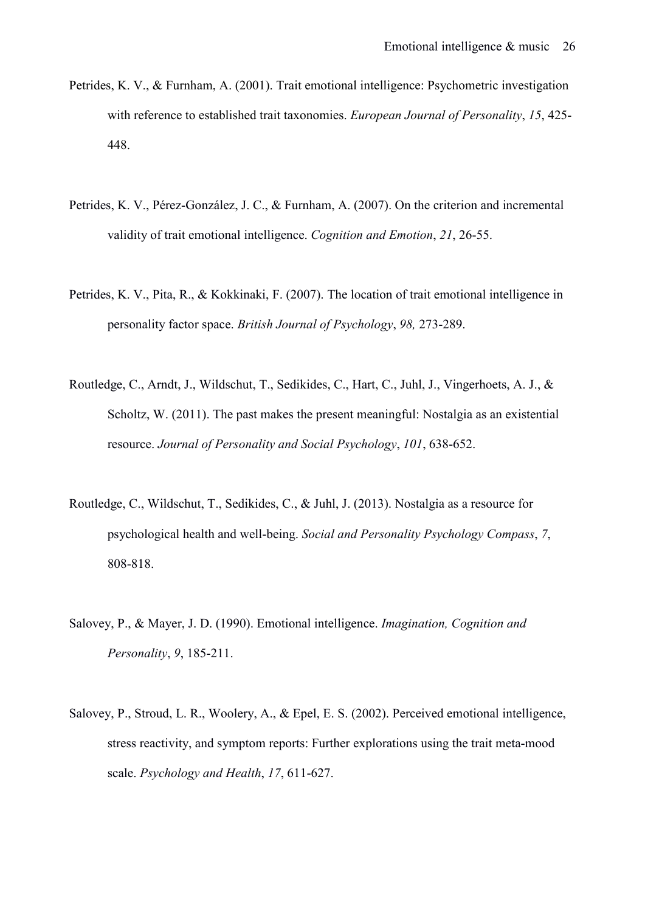Petrides, K. V., & Furnham, A. (2001). Trait emotional intelligence: Psychometric investigation with reference to established trait taxonomies. *European Journal of Personality*, *15*, 425-448.

Petrides, K. V., Pérez-González, J. C., & Furnham, A. (2007). On the criterion and incremental validity of trait emotional intelligence. *Cognition and Emotion*, *21*, 26-55.

Petrides, K. V., Pita, R., & Kokkinaki, F. (2007). The location of trait emotional intelligence in personality factor space. *British Journal of Psychology*, *98,* 273-289.

Routledge, C., Arndt, J., Wildschut, T., Sedikides, C., Hart, C., Juhl, J., Vingerhoets, A. J., & Scholtz, W. (2011). The past makes the present meaningful: Nostalgia as an existential resource. *Journal of Personality and Social Psychology*, *101*, 638-652.

Routledge, C., Wildschut, T., Sedikides, C., & Juhl, J. (2013). Nostalgia as a resource for psychological health and well-being. *Social and Personality Psychology Compass*, *7*, 808-818.

Salovey, P., & Mayer, J. D. (1990). Emotional intelligence. *Imagination, Cognition and Personality*, *9*, 185-211.

Salovey, P., Stroud, L. R., Woolery, A., & Epel, E. S. (2002). Perceived emotional intelligence, stress reactivity, and symptom reports: Further explorations using the trait meta-mood scale. *Psychology and Health*, *17*, 611-627.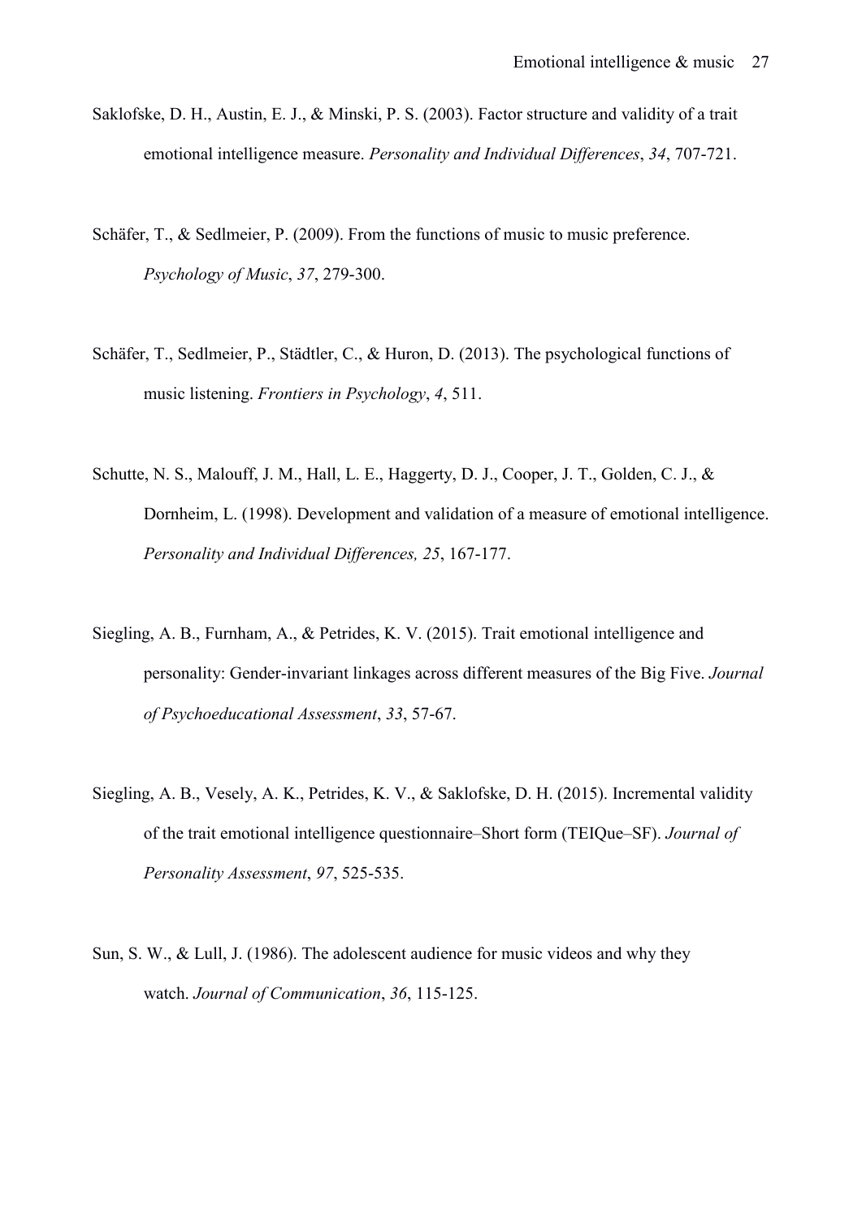Saklofske, D. H., Austin, E. J., & Minski, P. S. (2003). Factor structure and validity of a trait emotional intelligence measure. *Personality and Individual Differences*, *34*, 707-721.

Schäfer, T., & Sedlmeier, P. (2009). From the functions of music to music preference. *Psychology of Music*, *37*, 279-300.

Schäfer, T., Sedlmeier, P., Städtler, C., & Huron, D. (2013). The psychological functions of music listening. *Frontiers in Psychology*, *4*, 511.

Schutte, N. S., Malouff, J. M., Hall, L. E., Haggerty, D. J., Cooper, J. T., Golden, C. J., & Dornheim, L. (1998). Development and validation of a measure of emotional intelligence. *Personality and Individual Differences, 25*, 167-177.

Siegling, A. B., Furnham, A., & Petrides, K. V. (2015). Trait emotional intelligence and personality: Gender-invariant linkages across different measures of the Big Five. *Journal of Psychoeducational Assessment*, *33*, 57-67.

Siegling, A. B., Vesely, A. K., Petrides, K. V., & Saklofske, D. H. (2015). Incremental validity of the trait emotional intelligence questionnaire–Short form (TEIQue–SF). *Journal of Personality Assessment*, *97*, 525-535.

Sun, S. W., & Lull, J. (1986). The adolescent audience for music videos and why they watch. *Journal of Communication*, *36*, 115-125.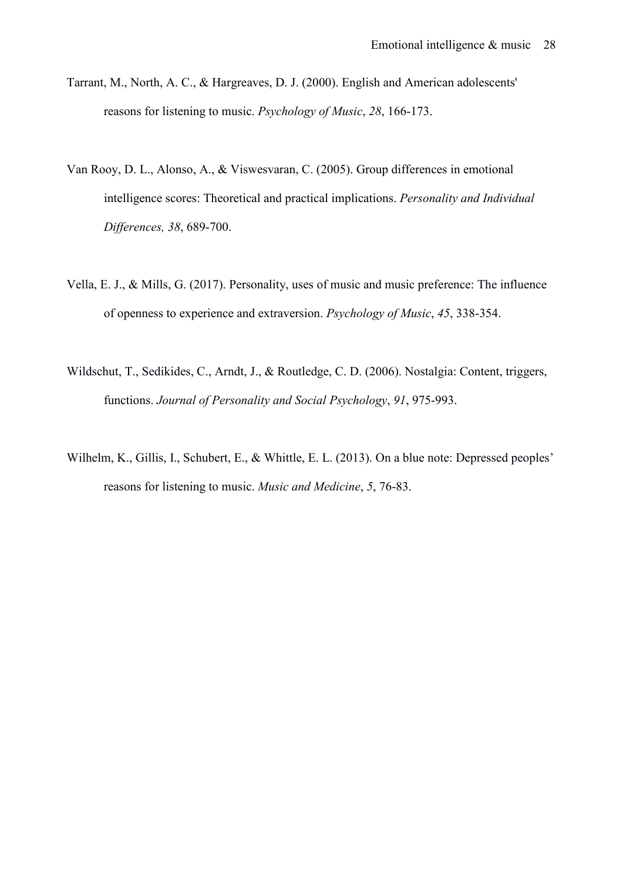Tarrant, M., North, A. C., & Hargreaves, D. J. (2000). English and American adolescents' reasons for listening to music. *Psychology of Music*, *28*, 166-173.

Van Rooy, D. L., Alonso, A., & Viswesvaran, C. (2005). Group differences in emotional intelligence scores: Theoretical and practical implications. *Personality and Individual Differences, 38*, 689-700.

Vella, E. J., & Mills, G. (2017). Personality, uses of music and music preference: The influence of openness to experience and extraversion. *Psychology of Music*, *45*, 338-354.

Wildschut, T., Sedikides, C., Arndt, J., & Routledge, C. D. (2006). Nostalgia: Content, triggers, functions. *Journal of Personality and Social Psychology*, *91*, 975-993.

Wilhelm, K., Gillis, I., Schubert, E., & Whittle, E. L. (2013). On a blue note: Depressed peoples' reasons for listening to music. *Music and Medicine*, *5*, 76-83.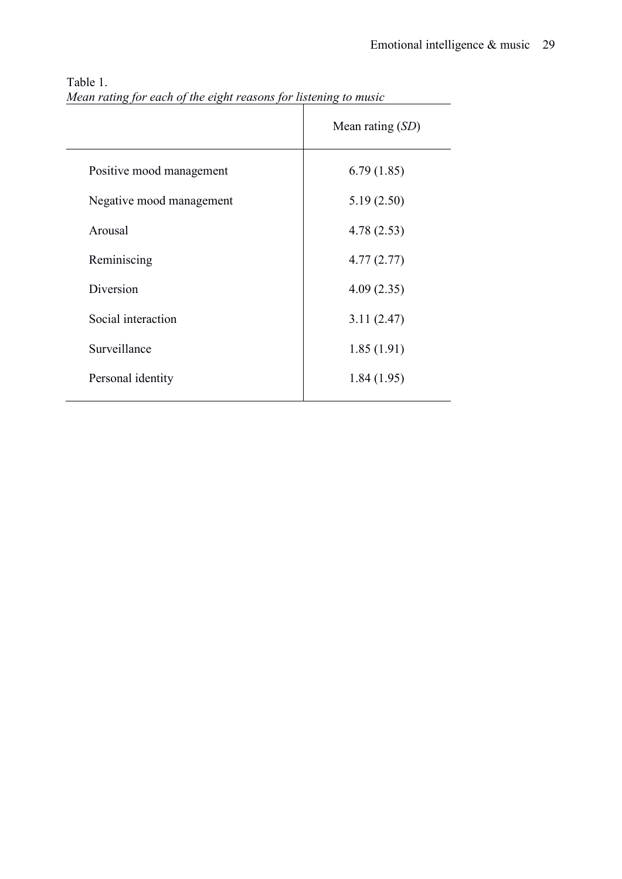Table 1.
*Mean rating for each of the eight reasons for listening to music*

| | Mean rating (*SD*) |
|---|---|
| Positive mood management | 6.79 (1.85) |
| Negative mood management | 5.19 (2.50) |
| Arousal | 4.78 (2.53) |
| Reminiscing | 4.77 (2.77) |
| Diversion | 4.09 (2.35) |
| Social interaction | 3.11 (2.47) |
| Surveillance | 1.85 (1.91) |
| Personal identity | 1.84 (1.95) |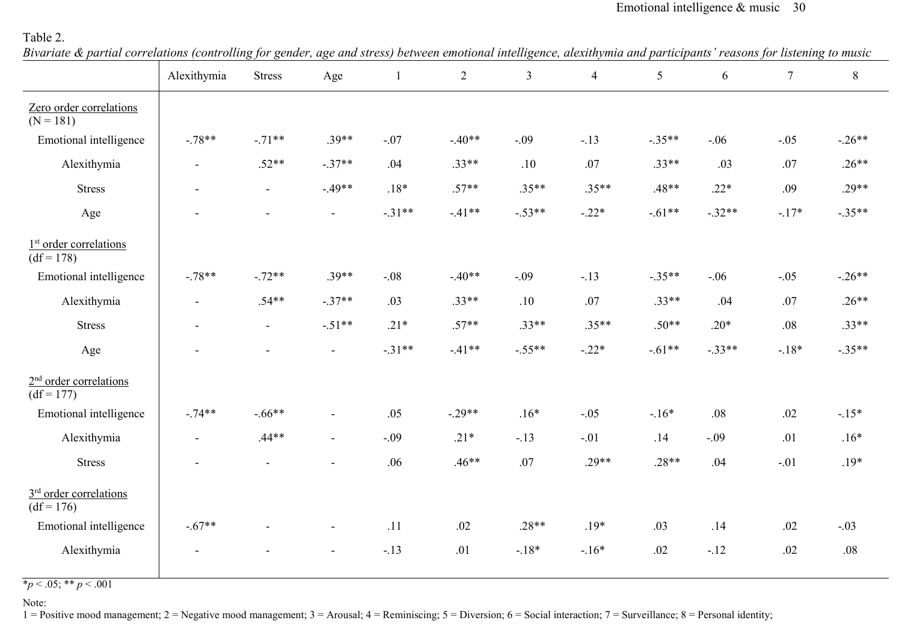Table 2.

*Bivariate & partial correlations (controlling for gender, age and stress) between emotional intelligence, alexithymia and participants' reasons for listening to music*

| | Alexithymia | Stress | Age | 1 | 2 | 3 | 4 | 5 | 6 | 7 | 8 |
|---|---|---|---|---|---|---|---|---|---|---|---|
| <u>Zero order correlations</u> (N = 181) | | | | | | | | | | | |
| Emotional intelligence | -.78** | -.71** | .39** | -.07 | -.40** | -.09 | -.13 | -.35** | -.06 | -.05 | -.26** |
| Alexithymia | - | .52** | -.37** | .04 | .33** | .10 | .07 | .33** | .03 | .07 | .26** |
| Stress | - | - | -.49** | .18* | .57** | .35** | .35** | .48** | .22* | .09 | .29** |
| Age | - | - | - | -.31** | -.41** | -.53** | -.22* | -.61** | -.32** | -.17* | -.35** |
| <u>1st order correlations</u> (df = 178) | | | | | | | | | | | |
| Emotional intelligence | -.78** | -.72** | .39** | -.08 | -.40** | -.09 | -.13 | -.35** | -.06 | -.05 | -.26** |
| Alexithymia | - | .54** | -.37** | .03 | .33** | .10 | .07 | .33** | .04 | .07 | .26** |
| Stress | - | - | -.51** | .21* | .57** | .33** | .35** | .50** | .20* | .08 | .33** |
| Age | - | - | - | -.31** | -.41** | -.55** | -.22* | -.61** | -.33** | -.18* | -.35** |
| <u>2nd order correlations</u> (df = 177) | | | | | | | | | | | |
| Emotional intelligence | -.74** | -.66** | - | .05 | -.29** | .16* | -.05 | -.16* | .08 | .02 | -.15* |
| Alexithymia | - | .44** | - | -.09 | .21* | -.13 | -.01 | .14 | -.09 | .01 | .16* |
| Stress | - | - | - | .06 | .46** | .07 | .29** | .28** | .04 | -.01 | .19* |
| <u>3rd order correlations</u> (df = 176) | | | | | | | | | | | |
| Emotional intelligence | -.67** | - | - | .11 | .02 | .28** | .19* | .03 | .14 | .02 | -.03 |
| Alexithymia | - | - | - | -.13 | .01 | -.18* | -.16* | .02 | -.12 | .02 | .08 |

$^*p < .05$; $^{**}p < .001$

Note:
1 = Positive mood management; 2 = Negative mood management; 3 = Arousal; 4 = Reminiscing; 5 = Diversion; 6 = Social interaction; 7 = Surveillance; 8 = Personal identity;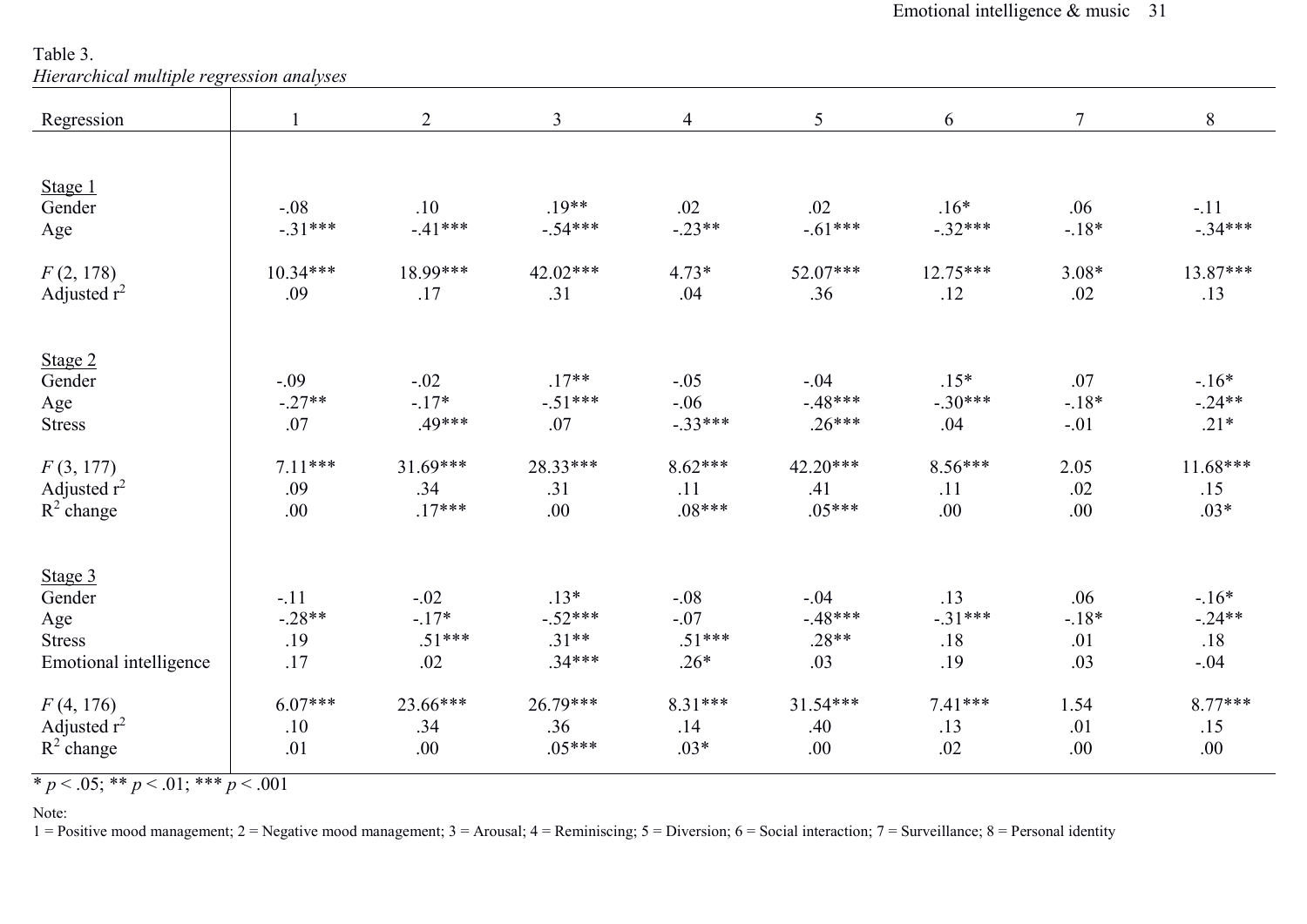Table 3.
*Hierarchical multiple regression analyses*

| Regression | 1 | 2 | 3 | 4 | 5 | 6 | 7 | 8 |
|---|---|---|---|---|---|---|---|---|
| Stage 1 | | | | | | | | |
| Gender | -.08 | .10 | .19** | .02 | .02 | .16* | .06 | -.11 |
| Age | -.31*** | -.41*** | -.54*** | -.23** | -.61*** | -.32*** | -.18* | -.34*** |
| $F$ (2, 178) | 10.34*** | 18.99*** | 42.02*** | 4.73* | 52.07*** | 12.75*** | 3.08* | 13.87*** |
| Adjusted $r^2$ | .09 | .17 | .31 | .04 | .36 | .12 | .02 | .13 |
| Stage 2 | | | | | | | | |
| Gender | -.09 | -.02 | .17** | -.05 | -.04 | .15* | .07 | -.16* |
| Age | -.27** | -.17* | -.51*** | -.06 | -.48*** | -.30*** | -.18* | -.24** |
| Stress | .07 | .49*** | .07 | -.33*** | .26*** | .04 | -.01 | .21* |
| $F$ (3, 177) | 7.11*** | 31.69*** | 28.33*** | 8.62*** | 42.20*** | 8.56*** | 2.05 | 11.68*** |
| Adjusted $r^2$ | .09 | .34 | .31 | .11 | .41 | .11 | .02 | .15 |
| $R^2$ change | .00 | .17*** | .00 | .08*** | .05*** | .00 | .00 | .03* |
| Stage 3 | | | | | | | | |
| Gender | -.11 | -.02 | .13* | -.08 | -.04 | .13 | .06 | -.16* |
| Age | -.28** | -.17* | -.52*** | -.07 | -.48*** | -.31*** | -.18* | -.24** |
| Stress | .19 | .51*** | .31** | .51*** | .28** | .18 | .01 | .18 |
| Emotional intelligence | .17 | .02 | .34*** | .26* | .03 | .19 | .03 | -.04 |
| $F$ (4, 176) | 6.07*** | 23.66*** | 26.79*** | 8.31*** | 31.54*** | 7.41*** | 1.54 | 8.77*** |
| Adjusted $r^2$ | .10 | .34 | .36 | .14 | .40 | .13 | .01 | .15 |
| $R^2$ change | .01 | .00 | .05*** | .03* | .00 | .02 | .00 | .00 |

* $p < .05$; ** $p < .01$; *** $p < .001$

Note:
1 = Positive mood management; 2 = Negative mood management; 3 = Arousal; 4 = Reminiscing; 5 = Diversion; 6 = Social interaction; 7 = Surveillance; 8 = Personal identity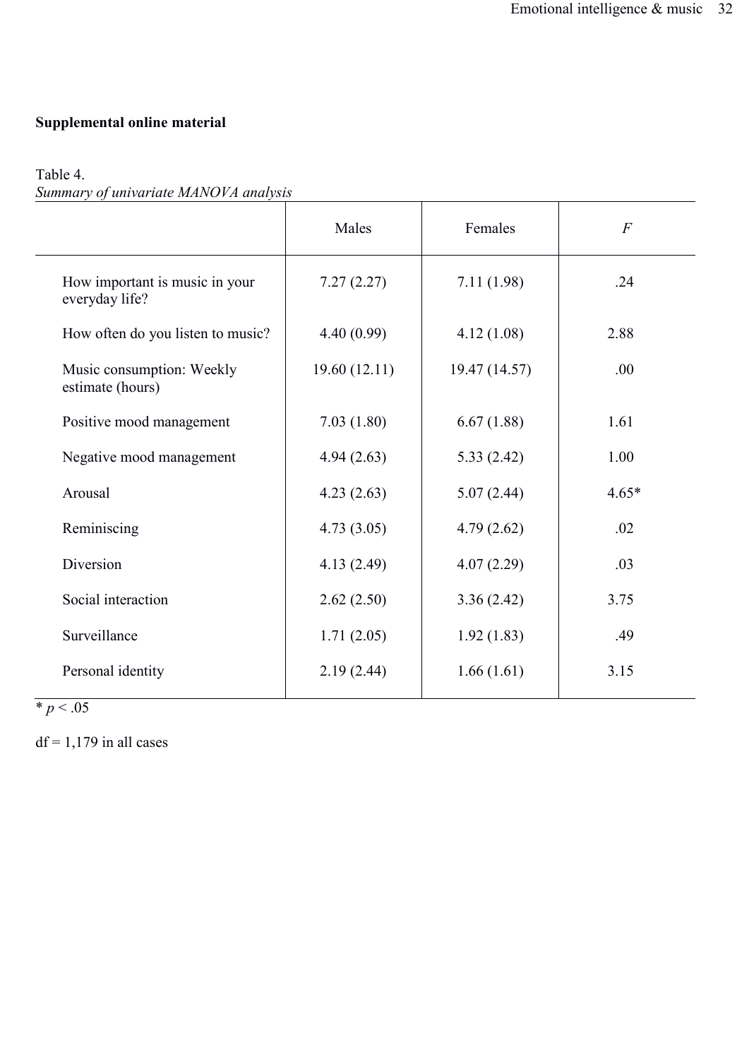**Supplemental online material**

Table 4.
*Summary of univariate MANOVA analysis*

| | Males | Females | *F* |
|---|---|---|---|
| How important is music in your everyday life? | 7.27 (2.27) | 7.11 (1.98) | .24 |
| How often do you listen to music? | 4.40 (0.99) | 4.12 (1.08) | 2.88 |
| Music consumption: Weekly estimate (hours) | 19.60 (12.11) | 19.47 (14.57) | .00 |
| Positive mood management | 7.03 (1.80) | 6.67 (1.88) | 1.61 |
| Negative mood management | 4.94 (2.63) | 5.33 (2.42) | 1.00 |
| Arousal | 4.23 (2.63) | 5.07 (2.44) | 4.65* |
| Reminiscing | 4.73 (3.05) | 4.79 (2.62) | .02 |
| Diversion | 4.13 (2.49) | 4.07 (2.29) | .03 |
| Social interaction | 2.62 (2.50) | 3.36 (2.42) | 3.75 |
| Surveillance | 1.71 (2.05) | 1.92 (1.83) | .49 |
| Personal identity | 2.19 (2.44) | 1.66 (1.61) | 3.15 |

* $p < .05$

df = 1,179 in all cases